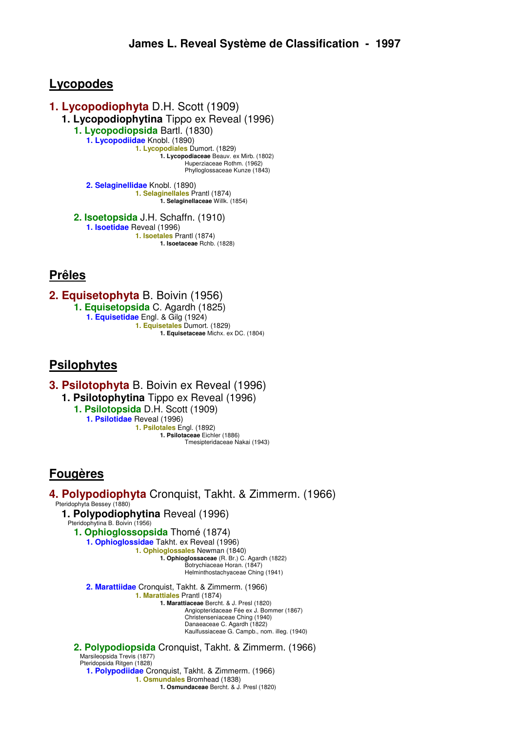# James L. Reveal Système de Classification - 1997

## Lycopodes

**1. Lycopodiophyta** D.H. Scott (1909)

- **1. Lycopodiophytina** Tippo ex Reveal (1996)
  - **1. Lycopodiopsida** Bartl. (1830)
    - **1. Lycopodiidae** Knobl. (1890)
      - **1. Lycopodiales** Dumort. (1829)
        - **1. Lycopodiaceae** Beauv. ex Mirb. (1802)
          - Huperziaceae Rothm. (1962)
          - Phylloglossaceae Kunze (1843)
    - **2. Selaginellidae** Knobl. (1890)
      - **1. Selaginellales** Prantl (1874)
        - **1. Selaginellaceae** Willk. (1854)
  - **2. Isoetopsida** J.H. Schaffn. (1910)
    - **1. Isoetidae** Reveal (1996)
      - **1. Isoetales** Prantl (1874)
        - **1. Isoetaceae** Rchb. (1828)

## Prêles

**2. Equisetophyta** B. Boivin (1956)

- **1. Equisetopsida** C. Agardh (1825)
  - **1. Equisetidae** Engl. & Gilg (1924)
    - **1. Equisetales** Dumort. (1829)
      - **1. Equisetaceae** Michx. ex DC. (1804)

## Psilophytes

**3. Psilotophyta** B. Boivin ex Reveal (1996)

- **1. Psilotophytina** Tippo ex Reveal (1996)
  - **1. Psilotopsida** D.H. Scott (1909)
    - **1. Psilotidae** Reveal (1996)
      - **1. Psilotales** Engl. (1892)
        - **1. Psilotaceae** Eichler (1886)
          - Tmesipteridaceae Nakai (1943)

## Fougères

**4. Polypodiophyta** Cronquist, Takht. & Zimmerm. (1966)
Pteridophyta Bessey (1880)

- **1. Polypodiophytina** Reveal (1996)
  Pteridophytina B. Boivin (1956)
  - **1. Ophioglossopsida** Thomé (1874)
    - **1. Ophioglossidae** Takht. ex Reveal (1996)
      - **1. Ophioglossales** Newman (1840)
        - **1. Ophioglossaceae** (R. Br.) C. Agardh (1822)
          - Botrychiaceae Horan. (1847)
          - Helminthostachyaceae Ching (1941)
    - **2. Marattiidae** Cronquist, Takht. & Zimmerm. (1966)
      - **1. Marattiales** Prantl (1874)
        - **1. Marattiaceae** Bercht. & J. Presl (1820)
          - Angiopteridaceae Fée ex J. Bommer (1867)
          - Christenseniaceae Ching (1940)
          - Danaeaceae C. Agardh (1822)
          - Kaulfussiaceae G. Campb., nom. illeg. (1940)
  - **2. Polypodiopsida** Cronquist, Takht. & Zimmerm. (1966)
    Marsileopsida Trevis (1877)
    Pteridopsida Ritgen (1828)
    - **1. Polypodiidae** Cronquist, Takht. & Zimmerm. (1966)
      - **1. Osmundales** Bromhead (1838)
        - **1. Osmundaceae** Bercht. & J. Presl (1820)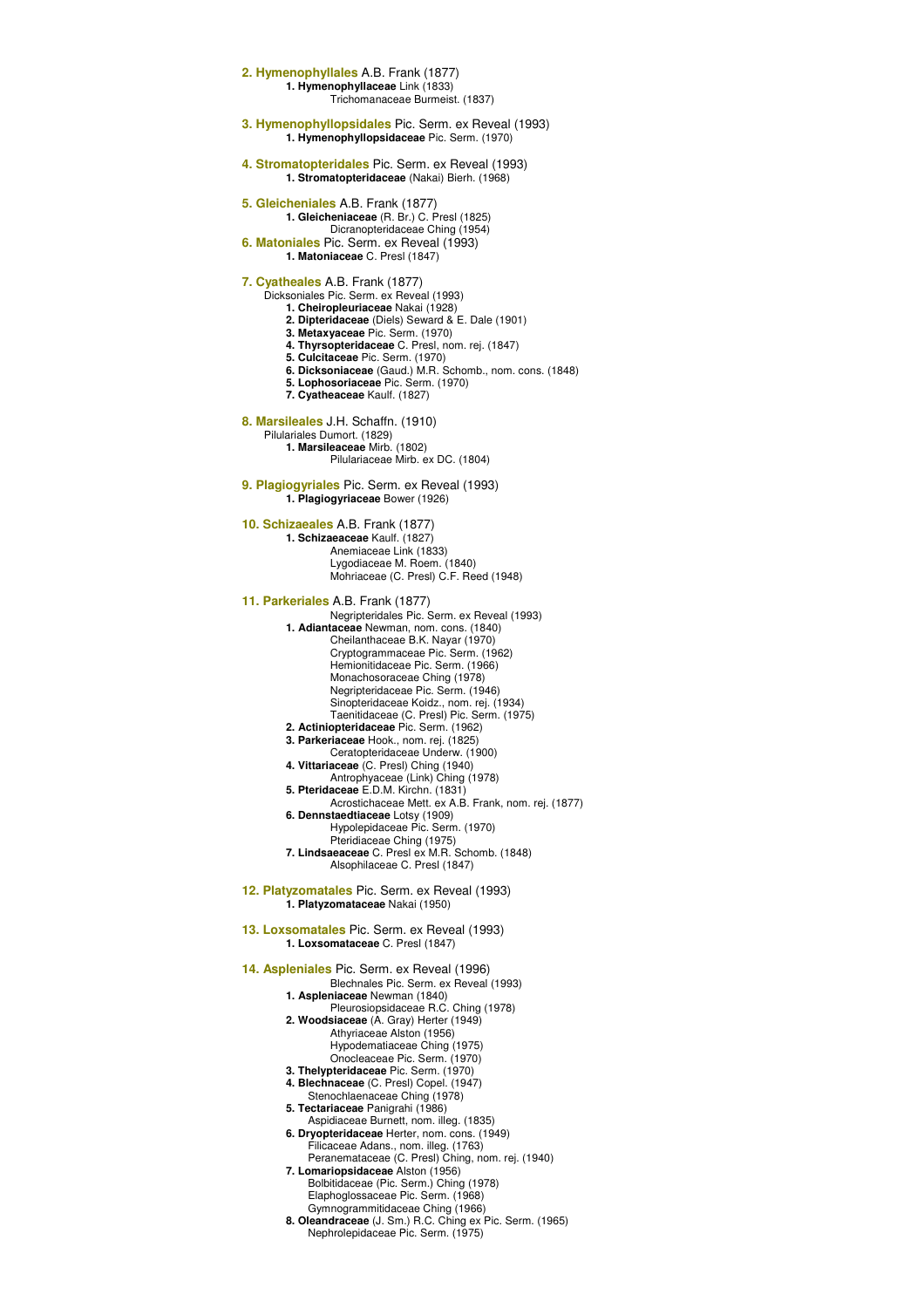**2. Hymenophyllales** A.B. Frank (1877)
- **1. Hymenophyllaceae** Link (1833)
  - Trichomanaceae Burmeist. (1837)

**3. Hymenophyllopsidales** Pic. Serm. ex Reveal (1993)
- **1. Hymenophyllopsidaceae** Pic. Serm. (1970)

**4. Stromatopteridales** Pic. Serm. ex Reveal (1993)
- **1. Stromatopteridaceae** (Nakai) Bierh. (1968)

**5. Gleicheniales** A.B. Frank (1877)
- **1. Gleicheniaceae** (R. Br.) C. Presl (1825)
  - Dicranopteridaceae Ching (1954)

**6. Matoniales** Pic. Serm. ex Reveal (1993)
- **1. Matoniaceae** C. Presl (1847)

**7. Cyatheales** A.B. Frank (1877)
Dicksoniales Pic. Serm. ex Reveal (1993)
- **1. Cheiropleuriaceae** Nakai (1928)
- **2. Dipteridaceae** (Diels) Seward & E. Dale (1901)
- **3. Metaxyaceae** Pic. Serm. (1970)
- **4. Thyrsopteridaceae** C. Presl, nom. rej. (1847)
- **5. Culcitaceae** Pic. Serm. (1970)
- **6. Dicksoniaceae** (Gaud.) M.R. Schomb., nom. cons. (1848)
- **5. Lophosoriaceae** Pic. Serm. (1970)
- **7. Cyatheaceae** Kaulf. (1827)

**8. Marsileales** J.H. Schaffn. (1910)
Pilulariales Dumort. (1829)
- **1. Marsileaceae** Mirb. (1802)
  - Pilulariaceae Mirb. ex DC. (1804)

**9. Plagiogyriales** Pic. Serm. ex Reveal (1993)
- **1. Plagiogyriaceae** Bower (1926)

**10. Schizaeales** A.B. Frank (1877)
- **1. Schizaeaceae** Kaulf. (1827)
  - Anemiaceae Link (1833)
  - Lygodiaceae M. Roem. (1840)
  - Mohriaceae (C. Presl) C.F. Reed (1948)

**11. Parkeriales** A.B. Frank (1877)
Negripteridales Pic. Serm. ex Reveal (1993)
- **1. Adiantaceae** Newman, nom. cons. (1840)
  - Cheilanthaceae B.K. Nayar (1970)
  - Cryptogrammaceae Pic. Serm. (1962)
  - Hemionitidaceae Pic. Serm. (1966)
  - Monachosoraceae Ching (1978)
  - Negripteridaceae Pic. Serm. (1946)
  - Sinopteridaceae Koidz., nom. rej. (1934)
  - Taenitidaceae (C. Presl) Pic. Serm. (1975)
- **2. Actiniopteridaceae** Pic. Serm. (1962)
- **3. Parkeriaceae** Hook., nom. rej. (1825)
  - Ceratopteridaceae Underw. (1900)
- **4. Vittariaceae** (C. Presl) Ching (1940)
  - Antrophyaceae (Link) Ching (1978)
- **5. Pteridaceae** E.D.M. Kirchn. (1831)
  - Acrostichaceae Mett. ex A.B. Frank, nom. rej. (1877)
- **6. Dennstaedtiaceae** Lotsy (1909)
  - Hypolepidaceae Pic. Serm. (1970)
  - Pteridiaceae Ching (1975)
- **7. Lindsaeaceae** C. Presl ex M.R. Schomb. (1848)
  - Alsophilaceae C. Presl (1847)

**12. Platyzomatales** Pic. Serm. ex Reveal (1993)
- **1. Platyzomataceae** Nakai (1950)

**13. Loxsomatales** Pic. Serm. ex Reveal (1993)
- **1. Loxsomataceae** C. Presl (1847)

**14. Aspleniales** Pic. Serm. ex Reveal (1996)
Blechnales Pic. Serm. ex Reveal (1993)
- **1. Aspleniaceae** Newman (1840)
  - Pleurosiopsidaceae R.C. Ching (1978)
- **2. Woodsiaceae** (A. Gray) Herter (1949)
  - Athyriaceae Alston (1956)
  - Hypodematiaceae Ching (1975)
  - Onocleaceae Pic. Serm. (1970)
- **3. Thelypteridaceae** Pic. Serm. (1970)
- **4. Blechnaceae** (C. Presl) Copel. (1947)
  - Stenochlaenaceae Ching (1978)
- **5. Tectariaceae** Panigrahi (1986)
  - Aspidiaceae Burnett, nom. illeg. (1835)
- **6. Dryopteridaceae** Herter, nom. cons. (1949)
  - Filicaceae Adans., nom. illeg. (1763)
  - Peranemataceae (C. Presl) Ching, nom. rej. (1940)
- **7. Lomariopsidaceae** Alston (1956)
  - Bolbitidaceae (Pic. Serm.) Ching (1978)
  - Elaphoglossaceae Pic. Serm. (1968)
  - Gymnogrammitidaceae Ching (1966)
- **8. Oleandraceae** (J. Sm.) R.C. Ching ex Pic. Serm. (1965)
  - Nephrolepidaceae Pic. Serm. (1975)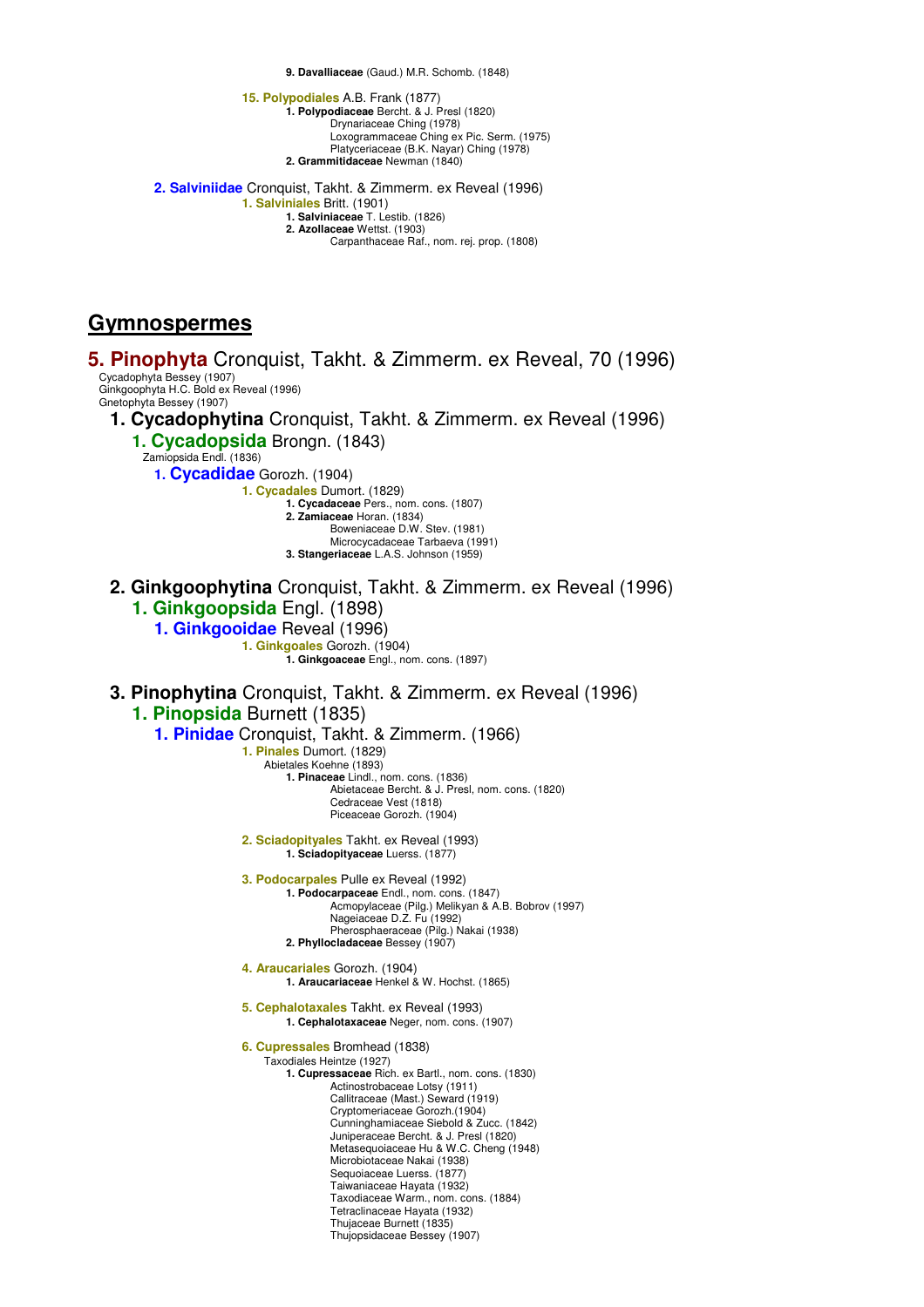**9. Davalliaceae** (Gaud.) M.R. Schomb. (1848)

**15. Polypodiales** A.B. Frank (1877)

- **1. Polypodiaceae** Bercht. & J. Presl (1820)
  - Drynariaceae Ching (1978)
  - Loxogrammaceae Ching ex Pic. Serm. (1975)
  - Platyceriaceae (B.K. Nayar) Ching (1978)
- **2. Grammitidaceae** Newman (1840)

**2. Salviniidae** Cronquist, Takht. & Zimmerm. ex Reveal (1996)

**1. Salviniales** Britt. (1901)

- **1. Salviniaceae** T. Lestib. (1826)
- **2. Azollaceae** Wettst. (1903)
  - Carpanthaceae Raf., nom. rej. prop. (1808)

## Gymnospermes

# 5. Pinophyta Cronquist, Takht. & Zimmerm. ex Reveal, 70 (1996)

Cycadophyta Bessey (1907)
Ginkgoophyta H.C. Bold ex Reveal (1996)
Gnetophyta Bessey (1907)

## 1. Cycadophytina Cronquist, Takht. & Zimmerm. ex Reveal (1996)

### 1. Cycadopsida Brongn. (1843)

Zamiopsida Endl. (1836)

#### 1. Cycadidae Gorozh. (1904)

**1. Cycadales** Dumort. (1829)

- **1. Cycadaceae** Pers., nom. cons. (1807)
- **2. Zamiaceae** Horan. (1834)
  - Boweniaceae D.W. Stev. (1981)
  - Microcycadaceae Tarbaeva (1991)
- **3. Stangeriaceae** L.A.S. Johnson (1959)

## 2. Ginkgoophytina Cronquist, Takht. & Zimmerm. ex Reveal (1996)

### 1. Ginkgoopsida Engl. (1898)

#### 1. Ginkgooidae Reveal (1996)

**1. Ginkgoales** Gorozh. (1904)

- **1. Ginkgoaceae** Engl., nom. cons. (1897)

## 3. Pinophytina Cronquist, Takht. & Zimmerm. ex Reveal (1996)

### 1. Pinopsida Burnett (1835)

#### 1. Pinidae Cronquist, Takht. & Zimmerm. (1966)

**1. Pinales** Dumort. (1829)

Abietales Koehne (1893)

- **1. Pinaceae** Lindl., nom. cons. (1836)
  - Abietaceae Bercht. & J. Presl, nom. cons. (1820)
  - Cedraceae Vest (1818)
  - Piceaceae Gorozh. (1904)

**2. Sciadopityales** Takht. ex Reveal (1993)

- **1. Sciadopityaceae** Luerss. (1877)

**3. Podocarpales** Pulle ex Reveal (1992)

- **1. Podocarpaceae** Endl., nom. cons. (1847)
  - Acmopylaceae (Pilg.) Melikyan & A.B. Bobrov (1997)
  - Nageiaceae D.Z. Fu (1992)
  - Pherosphaeraceae (Pilg.) Nakai (1938)
- **2. Phyllocladaceae** Bessey (1907)

**4. Araucariales** Gorozh. (1904)

- **1. Araucariaceae** Henkel & W. Hochst. (1865)

**5. Cephalotaxales** Takht. ex Reveal (1993)

- **1. Cephalotaxaceae** Neger, nom. cons. (1907)

**6. Cupressales** Bromhead (1838)

Taxodiales Heintze (1927)

- **1. Cupressaceae** Rich. ex Bartl., nom. cons. (1830)
  - Actinostrobaceae Lotsy (1911)
  - Callitraceae (Mast.) Seward (1919)
  - Cryptomeriaceae Gorozh.(1904)
  - Cunninghamiaceae Siebold & Zucc. (1842)
  - Juniperaceae Bercht. & J. Presl (1820)
  - Metasequoiaceae Hu & W.C. Cheng (1948)
  - Microbiotaceae Nakai (1938)
  - Sequoiaceae Luerss. (1877)
  - Taiwaniaceae Hayata (1932)
  - Taxodiaceae Warm., nom. cons. (1884)
  - Tetraclinaceae Hayata (1932)
  - Thujaceae Burnett (1835)
  - Thujopsidaceae Bessey (1907)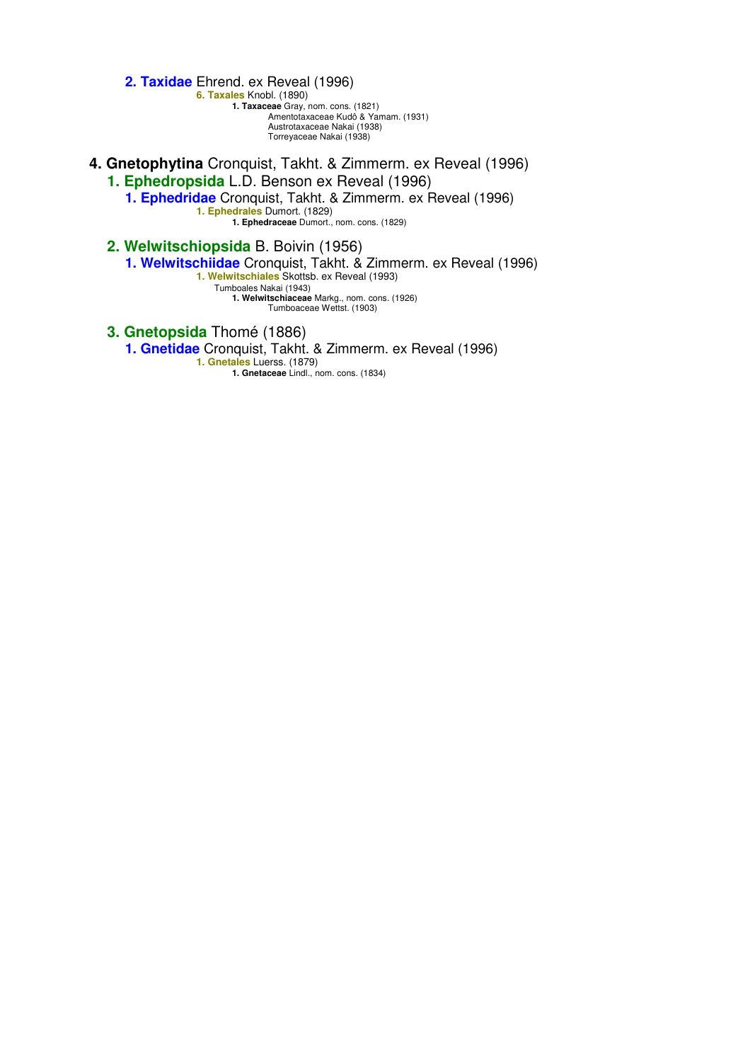### 2. **Taxidae** Ehrend. ex Reveal (1996)

**6. Taxales** Knobl. (1890)

- **1. Taxaceae** Gray, nom. cons. (1821)
  - Amentotaxaceae Kudô & Yamam. (1931)
  - Austrotaxaceae Nakai (1938)
  - Torreyaceae Nakai (1938)

# 4. **Gnetophytina** Cronquist, Takht. & Zimmerm. ex Reveal (1996)

## 1. **Ephedropsida** L.D. Benson ex Reveal (1996)

### 1. **Ephedridae** Cronquist, Takht. & Zimmerm. ex Reveal (1996)

**1. Ephedrales** Dumort. (1829)

- **1. Ephedraceae** Dumort., nom. cons. (1829)

## 2. **Welwitschiopsida** B. Boivin (1956)

### 1. **Welwitschiidae** Cronquist, Takht. & Zimmerm. ex Reveal (1996)

**1. Welwitschiales** Skottsb. ex Reveal (1993)

Tumboales Nakai (1943)

- **1. Welwitschiaceae** Markg., nom. cons. (1926)
  - Tumboaceae Wettst. (1903)

## 3. **Gnetopsida** Thomé (1886)

### 1. **Gnetidae** Cronquist, Takht. & Zimmerm. ex Reveal (1996)

**1. Gnetales** Luerss. (1879)

- **1. Gnetaceae** Lindl., nom. cons. (1834)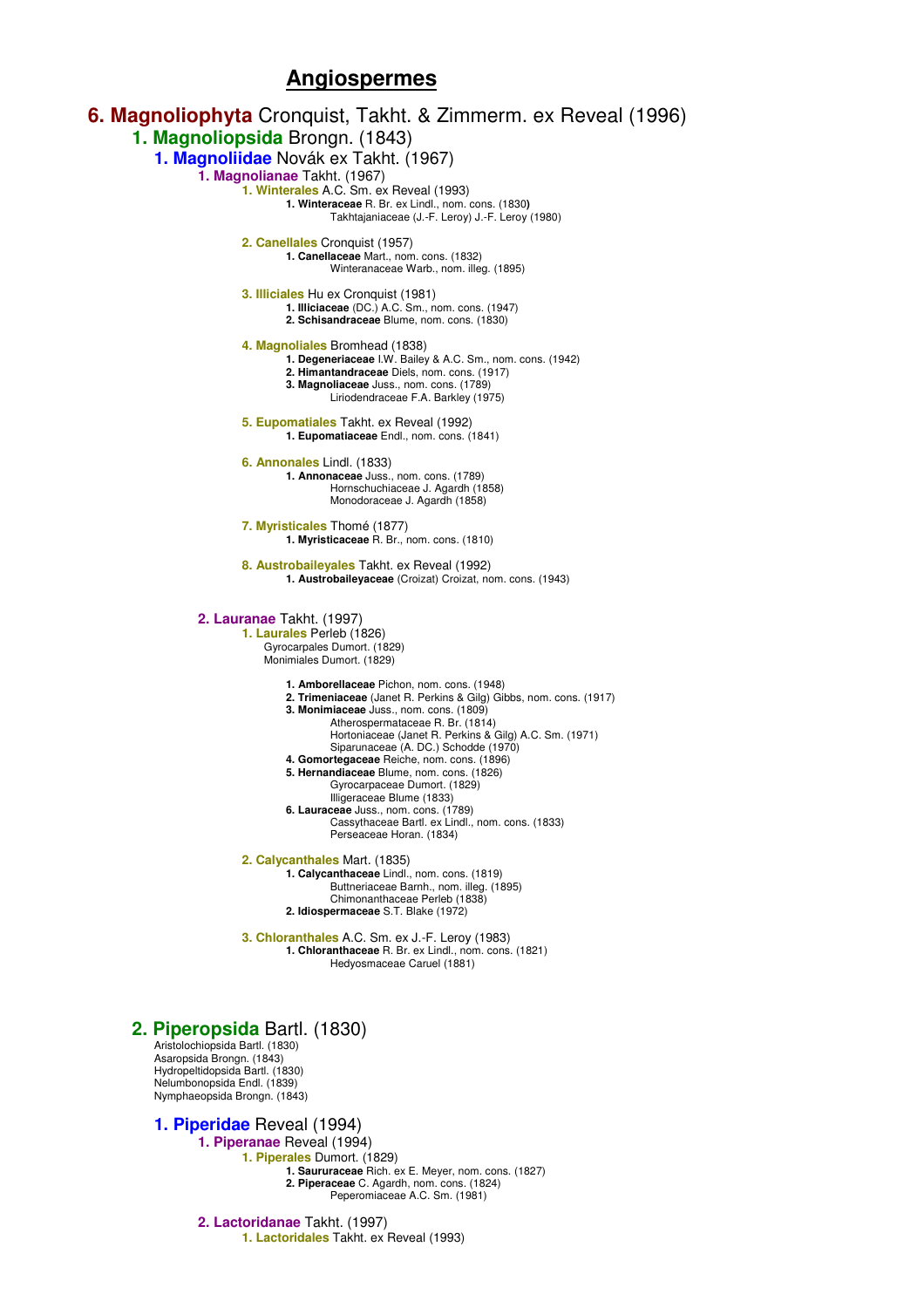# Angiospermes

## 6. Magnoliophyta Cronquist, Takht. & Zimmerm. ex Reveal (1996)

### 1. Magnoliopsida Brongn. (1843)

#### 1. Magnoliidae Novák ex Takht. (1967)

##### 1. Magnolianae Takht. (1967)

**1. Winterales** A.C. Sm. ex Reveal (1993)
- **1. Winteraceae** R. Br. ex Lindl., nom. cons. (1830)
  - Takhtajaniaceae (J.-F. Leroy) J.-F. Leroy (1980)

**2. Canellales** Cronquist (1957)
- **1. Canellaceae** Mart., nom. cons. (1832)
  - Winteranaceae Warb., nom. illeg. (1895)

**3. Illiciales** Hu ex Cronquist (1981)
- **1. Illiciaceae** (DC.) A.C. Sm., nom. cons. (1947)
- **2. Schisandraceae** Blume, nom. cons. (1830)

**4. Magnoliales** Bromhead (1838)
- **1. Degeneriaceae** I.W. Bailey & A.C. Sm., nom. cons. (1942)
- **2. Himantandraceae** Diels, nom. cons. (1917)
- **3. Magnoliaceae** Juss., nom. cons. (1789)
  - Liriodendraceae F.A. Barkley (1975)

**5. Eupomatiales** Takht. ex Reveal (1992)
- **1. Eupomatiaceae** Endl., nom. cons. (1841)

**6. Annonales** Lindl. (1833)
- **1. Annonaceae** Juss., nom. cons. (1789)
  - Hornschuchiaceae J. Agardh (1858)
  - Monodoraceae J. Agardh (1858)

**7. Myristicales** Thomé (1877)
- **1. Myristicaceae** R. Br., nom. cons. (1810)

**8. Austrobaileyales** Takht. ex Reveal (1992)
- **1. Austrobaileyaceae** (Croizat) Croizat, nom. cons. (1943)

##### 2. Lauranae Takht. (1997)

**1. Laurales** Perleb (1826)
Gyrocarpales Dumort. (1829)
Monimiales Dumort. (1829)

- **1. Amborellaceae** Pichon, nom. cons. (1948)
- **2. Trimeniaceae** (Janet R. Perkins & Gilg) Gibbs, nom. cons. (1917)
- **3. Monimiaceae** Juss., nom. cons. (1809)
  - Atherospermataceae R. Br. (1814)
  - Hortoniaceae (Janet R. Perkins & Gilg) A.C. Sm. (1971)
  - Siparunaceae (A. DC.) Schodde (1970)
- **4. Gomortegaceae** Reiche, nom. cons. (1896)
- **5. Hernandiaceae** Blume, nom. cons. (1826)
  - Gyrocarpaceae Dumort. (1829)
  - Illigeraceae Blume (1833)
- **6. Lauraceae** Juss., nom. cons. (1789)
  - Cassythaceae Bartl. ex Lindl., nom. cons. (1833)
  - Perseaceae Horan. (1834)

**2. Calycanthales** Mart. (1835)
- **1. Calycanthaceae** Lindl., nom. cons. (1819)
  - Buttneriaceae Barnh., nom. illeg. (1895)
  - Chimonanthaceae Perleb (1838)
- **2. Idiospermaceae** S.T. Blake (1972)

**3. Chloranthales** A.C. Sm. ex J.-F. Leroy (1983)
- **1. Chloranthaceae** R. Br. ex Lindl., nom. cons. (1821)
  - Hedyosmaceae Caruel (1881)

### 2. Piperopsida Bartl. (1830)

Aristolochiopsida Bartl. (1830)
Asaropsida Brongn. (1843)
Hydropeltidopsida Bartl. (1830)
Nelumbonopsida Endl. (1839)
Nymphaeopsida Brongn. (1843)

#### 1. Piperidae Reveal (1994)

##### 1. Piperanae Reveal (1994)

**1. Piperales** Dumort. (1829)
- **1. Saururaceae** Rich. ex E. Meyer, nom. cons. (1827)
- **2. Piperaceae** C. Agardh, nom. cons. (1824)
  - Peperomiaceae A.C. Sm. (1981)

##### 2. Lactoridanae Takht. (1997)

**1. Lactoridales** Takht. ex Reveal (1993)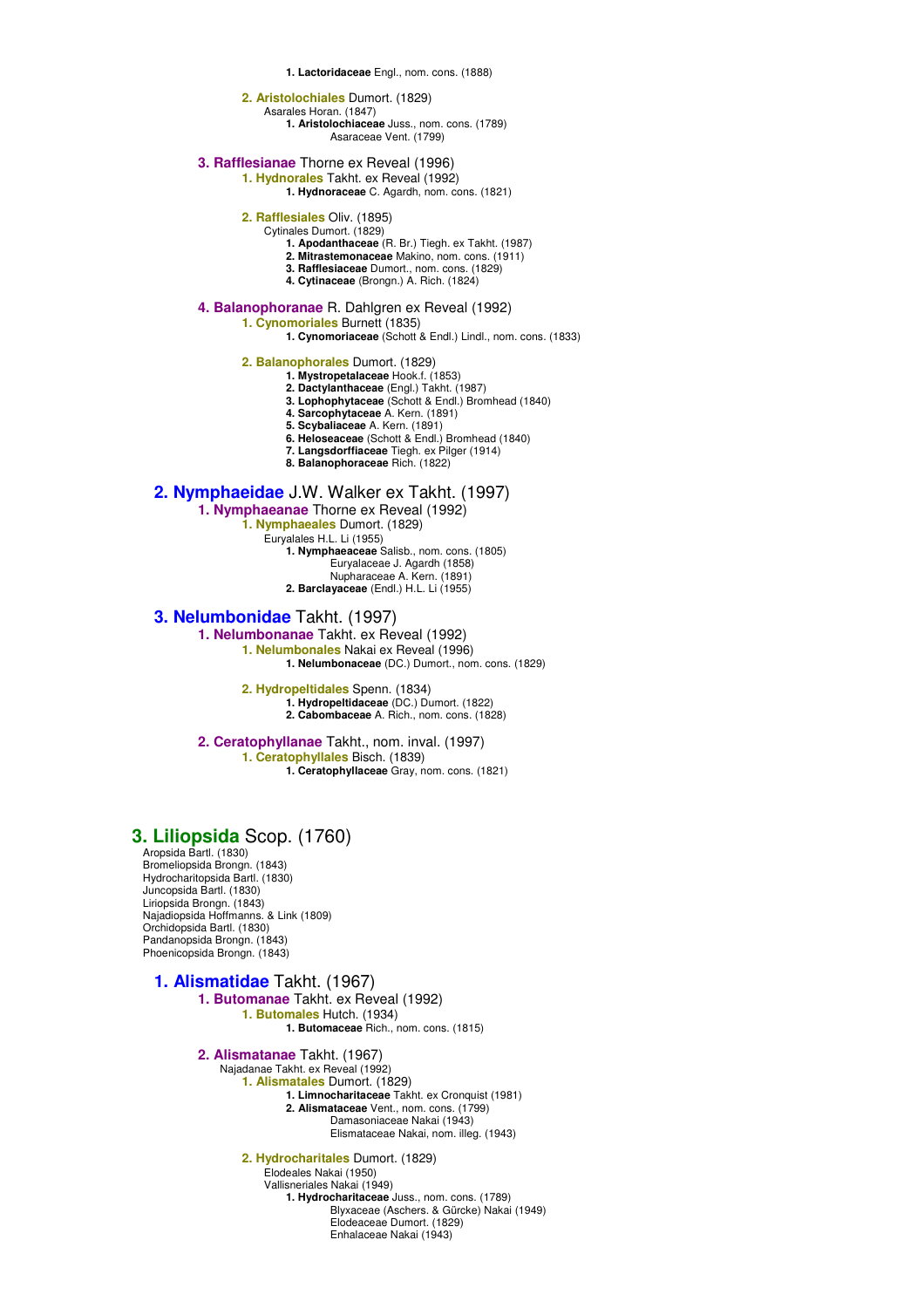**1. Lactoridaceae** Engl., nom. cons. (1888)

### 2. Aristolochiales Dumort. (1829)

Asarales Horan. (1847)

**1. Aristolochiaceae** Juss., nom. cons. (1789)

Asaraceae Vent. (1799)

## 3. Rafflesianae Thorne ex Reveal (1996)

### 1. Hydnorales Takht. ex Reveal (1992)

**1. Hydnoraceae** C. Agardh, nom. cons. (1821)

### 2. Rafflesiales Oliv. (1895)

Cytinales Dumort. (1829)

**1. Apodanthaceae** (R. Br.) Tiegh. ex Takht. (1987)
**2. Mitrastemonaceae** Makino, nom. cons. (1911)
**3. Rafflesiaceae** Dumort., nom. cons. (1829)
**4. Cytinaceae** (Brongn.) A. Rich. (1824)

## 4. Balanophoranae R. Dahlgren ex Reveal (1992)

### 1. Cynomoriales Burnett (1835)

**1. Cynomoriaceae** (Schott & Endl.) Lindl., nom. cons. (1833)

### 2. Balanophorales Dumort. (1829)

**1. Mystropetalaceae** Hook.f. (1853)
**2. Dactylanthaceae** (Engl.) Takht. (1987)
**3. Lophophytaceae** (Schott & Endl.) Bromhead (1840)
**4. Sarcophytaceae** A. Kern. (1891)
**5. Scybaliaceae** A. Kern. (1891)
**6. Heloseaceae** (Schott & Endl.) Bromhead (1840)
**7. Langsdorffiaceae** Tiegh. ex Pilger (1914)
**8. Balanophoraceae** Rich. (1822)

# 2. Nymphaeidae J.W. Walker ex Takht. (1997)

## 1. Nymphaeanae Thorne ex Reveal (1992)

### 1. Nymphaeales Dumort. (1829)

Euryalales H.L. Li (1955)

**1. Nymphaeaceae** Salisb., nom. cons. (1805)

Euryalaceae J. Agardh (1858)
Nupharaceae A. Kern. (1891)

**2. Barclayaceae** (Endl.) H.L. Li (1955)

# 3. Nelumbonidae Takht. (1997)

## 1. Nelumbonanae Takht. ex Reveal (1992)

### 1. Nelumbonales Nakai ex Reveal (1996)

**1. Nelumbonaceae** (DC.) Dumort., nom. cons. (1829)

### 2. Hydropeltidales Spenn. (1834)

**1. Hydropeltidaceae** (DC.) Dumort. (1822)
**2. Cabombaceae** A. Rich., nom. cons. (1828)

## 2. Ceratophyllanae Takht., nom. inval. (1997)

### 1. Ceratophyllales Bisch. (1839)

**1. Ceratophyllaceae** Gray, nom. cons. (1821)

# 3. Liliopsida Scop. (1760)

Aropsida Bartl. (1830)
Bromeliopsida Brongn. (1843)
Hydrocharitopsida Bartl. (1830)
Juncopsida Bartl. (1830)
Liriopsida Brongn. (1843)
Najadiopsida Hoffmanns. & Link (1809)
Orchidopsida Bartl. (1830)
Pandanopsida Brongn. (1843)
Phoenicopsida Brongn. (1843)

# 1. Alismatidae Takht. (1967)

## 1. Butomanae Takht. ex Reveal (1992)

### 1. Butomales Hutch. (1934)

**1. Butomaceae** Rich., nom. cons. (1815)

## 2. Alismatanae Takht. (1967)

Najadanae Takht. ex Reveal (1992)

### 1. Alismatales Dumort. (1829)

**1. Limnocharitaceae** Takht. ex Cronquist (1981)
**2. Alismataceae** Vent., nom. cons. (1799)

Damasoniaceae Nakai (1943)
Elismataceae Nakai, nom. illeg. (1943)

### 2. Hydrocharitales Dumort. (1829)

Elodeales Nakai (1950)
Vallisneriales Nakai (1949)

**1. Hydrocharitaceae** Juss., nom. cons. (1789)

Blyxaceae (Aschers. & Gürcke) Nakai (1949)
Elodeaceae Dumort. (1829)
Enhalaceae Nakai (1943)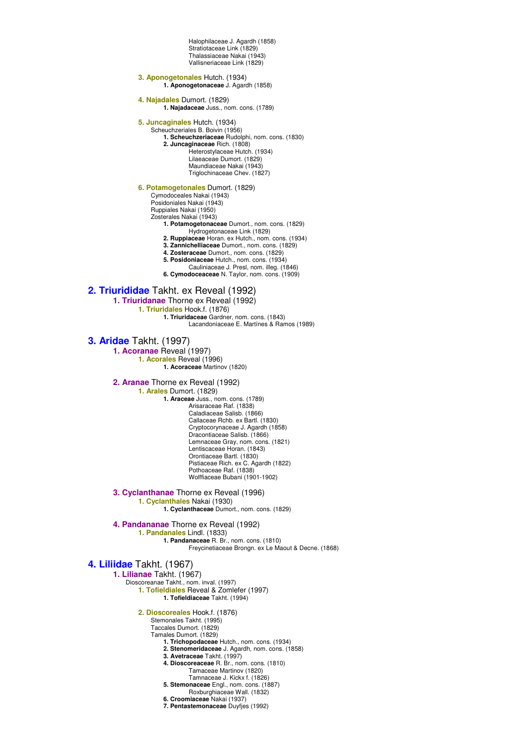Halophilaceae J. Agardh (1858)
Stratiotaceae Link (1829)
Thalassiaceae Nakai (1943)
Vallisneriaceae Link (1829)

**3. Aponogetonales** Hutch. (1934)
- **1. Aponogetonaceae** J. Agardh (1858)

**4. Najadales** Dumort. (1829)
- **1. Najadaceae** Juss., nom. cons. (1789)

**5. Juncaginales** Hutch. (1934)
Scheuchzeriales B. Boivin (1956)
- **1. Scheuchzeriaceae** Rudolphi, nom. cons. (1830)
- **2. Juncaginaceae** Rich. (1808)
  - Heterostylaceae Hutch. (1934)
  - Lilaeaceae Dumort. (1829)
  - Maundiaceae Nakai (1943)
  - Triglochinaceae Chev. (1827)

**6. Potamogetonales** Dumort. (1829)
Cymodoceales Nakai (1943)
Posidoniales Nakai (1943)
Ruppiales Nakai (1950)
Zosterales Nakai (1943)
- **1. Potamogetonaceae** Dumort., nom. cons. (1829)
  - Hydrogetonaceae Link (1829)
- **2. Ruppiaceae** Horan. ex Hutch., nom. cons. (1934)
- **3. Zannichelliaceae** Dumort., nom. cons. (1829)
- **4. Zosteraceae** Dumort., nom. cons. (1829)
- **5. Posidoniaceae** Hutch., nom. cons. (1934)
  - Cauliniaceae J. Presl, nom. illeg. (1846)
- **6. Cymodoceaceae** N. Taylor, nom. cons. (1909)

## 2. Triurididae Takht. ex Reveal (1992)

### 1. Triuridanae Thorne ex Reveal (1992)

**1. Triuridales** Hook.f. (1876)
- **1. Triuridaceae** Gardner, nom. cons. (1843)
  - Lacandoniaceae E. Martínes & Ramos (1989)

## 3. Aridae Takht. (1997)

### 1. Acoranae Reveal (1997)

**1. Acorales** Reveal (1996)
- **1. Acoraceae** Martinov (1820)

### 2. Aranae Thorne ex Reveal (1992)

**1. Arales** Dumort. (1829)
- **1. Araceae** Juss., nom. cons. (1789)
  - Arisaraceae Raf. (1838)
  - Caladiaceae Salisb. (1866)
  - Callaceae Rchb. ex Bartl. (1830)
  - Cryptocorynaceae J. Agardh (1858)
  - Dracontiaceae Salisb. (1866)
  - Lemnaceae Gray, nom. cons. (1821)
  - Lentiscaceae Horan. (1843)
  - Orontiaceae Bartl. (1830)
  - Pistiaceae Rich. ex C. Agardh (1822)
  - Pothoaceae Raf. (1838)
  - Wolffiaceae Bubani (1901-1902)

### 3. Cyclanthanae Thorne ex Reveal (1996)

**1. Cyclanthales** Nakai (1930)
- **1. Cyclanthaceae** Dumort., nom. cons. (1829)

### 4. Pandananae Thorne ex Reveal (1992)

**1. Pandanales** Lindl. (1833)
- **1. Pandanaceae** R. Br., nom. cons. (1810)
  - Freycinetiaceae Brongn. ex Le Maout & Decne. (1868)

## 4. Liliidae Takht. (1967)

### 1. Lilianae Takht. (1967)

Dioscoreanae Takht., nom. inval. (1997)

**1. Tofieldiales** Reveal & Zomlefer (1997)
- **1. Tofieldiaceae** Takht. (1994)

**2. Dioscoreales** Hook.f. (1876)
Stemonales Takht. (1995)
Taccales Dumort. (1829)
Tamales Dumort. (1829)
- **1. Trichopodaceae** Hutch., nom. cons. (1934)
- **2. Stenomeridaceae** J. Agardh, nom. cons. (1858)
- **3. Avetraceae** Takht. (1997)
- **4. Dioscoreaceae** R. Br., nom. cons. (1810)
  - Tamaceae Martinov (1820)
  - Tamnaceae J. Kickx f. (1826)
- **5. Stemonaceae** Engl., nom. cons. (1887)
  - Roxburghiaceae Wall. (1832)
- **6. Croomiaceae** Nakai (1937)
- **7. Pentastemonaceae** Duyfjes (1992)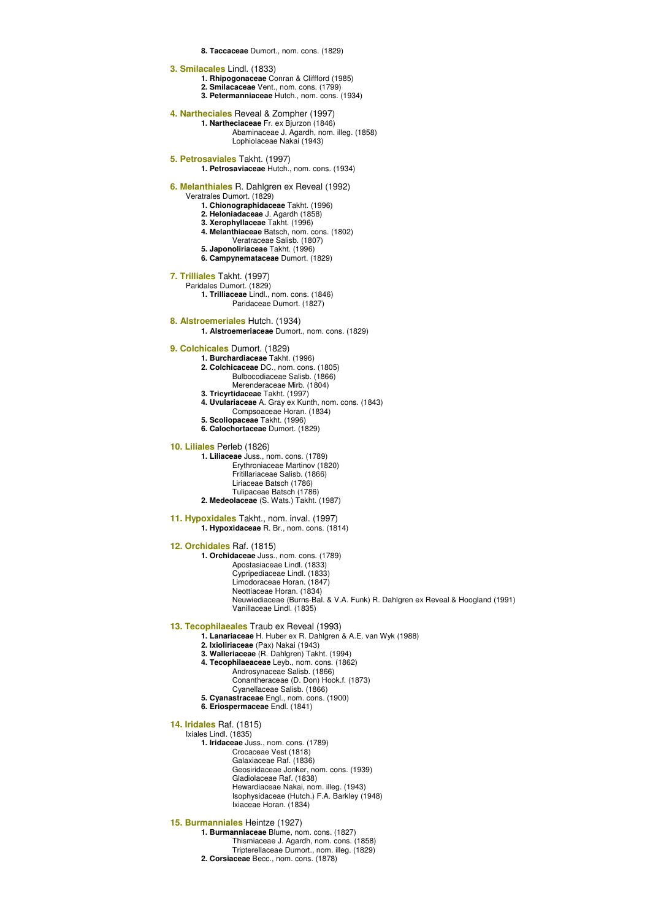**8. Taccaceae** Dumort., nom. cons. (1829)

### 3. Smilacales Lindl. (1833)

- **1. Rhipogonaceae** Conran & Cliffford (1985)
- **2. Smilacaceae** Vent., nom. cons. (1799)
- **3. Petermanniaceae** Hutch., nom. cons. (1934)

### 4. Nartheciales Reveal & Zompher (1997)

- **1. Nartheciaceae** Fr. ex Bjurzon (1846)
  - Abaminaceae J. Agardh, nom. illeg. (1858)
  - Lophiolaceae Nakai (1943)

### 5. Petrosaviales Takht. (1997)

- **1. Petrosaviaceae** Hutch., nom. cons. (1934)

### 6. Melanthiales R. Dahlgren ex Reveal (1992)

Veratrales Dumort. (1829)

- **1. Chionographidaceae** Takht. (1996)
- **2. Heloniadaceae** J. Agardh (1858)
- **3. Xerophyllaceae** Takht. (1996)
- **4. Melanthiaceae** Batsch, nom. cons. (1802)
  - Veratraceae Salisb. (1807)
- **5. Japonoliriaceae** Takht. (1996)
- **6. Campynemataceae** Dumort. (1829)

### 7. Trilliales Takht. (1997)

Paridales Dumort. (1829)

- **1. Trilliaceae** Lindl., nom. cons. (1846)
  - Paridaceae Dumort. (1827)

### 8. Alstroemeriales Hutch. (1934)

- **1. Alstroemeriaceae** Dumort., nom. cons. (1829)

### 9. Colchicales Dumort. (1829)

- **1. Burchardiaceae** Takht. (1996)
- **2. Colchicaceae** DC., nom. cons. (1805)
  - Bulbocodiaceae Salisb. (1866)
  - Merenderaceae Mirb. (1804)
- **3. Tricyrtidaceae** Takht. (1997)
- **4. Uvulariaceae** A. Gray ex Kunth, nom. cons. (1843)
  - Compsoaceae Horan. (1834)
- **5. Scoliopaceae** Takht. (1996)
- **6. Calochortaceae** Dumort. (1829)

### 10. Liliales Perleb (1826)

- **1. Liliaceae** Juss., nom. cons. (1789)
  - Erythroniaceae Martinov (1820)
  - Fritillariaceae Salisb. (1866)
  - Liriaceae Batsch (1786)
  - Tulipaceae Batsch (1786)
- **2. Medeolaceae** (S. Wats.) Takht. (1987)

### 11. Hypoxidales Takht., nom. inval. (1997)

- **1. Hypoxidaceae** R. Br., nom. cons. (1814)

### 12. Orchidales Raf. (1815)

- **1. Orchidaceae** Juss., nom. cons. (1789)
  - Apostasiaceae Lindl. (1833)
  - Cypripediaceae Lindl. (1833)
  - Limodoraceae Horan. (1847)
  - Neottiaceae Horan. (1834)
  - Neuwiediaceae (Burns-Bal. & V.A. Funk) R. Dahlgren ex Reveal & Hoogland (1991)
  - Vanillaceae Lindl. (1835)

### 13. Tecophilaeales Traub ex Reveal (1993)

- **1. Lanariaceae** H. Huber ex R. Dahlgren & A.E. van Wyk (1988)
- **2. Ixioliriaceae** (Pax) Nakai (1943)
- **3. Walleriaceae** (R. Dahlgren) Takht. (1994)
- **4. Tecophilaeaceae** Leyb., nom. cons. (1862)
  - Androsynaceae Salisb. (1866)
  - Conantheraceae (D. Don) Hook.f. (1873)
  - Cyanellaceae Salisb. (1866)
- **5. Cyanastraceae** Engl., nom. cons. (1900)
- **6. Eriospermaceae** Endl. (1841)

### 14. Iridales Raf. (1815)

Ixiales Lindl. (1835)

- **1. Iridaceae** Juss., nom. cons. (1789)
  - Crocaceae Vest (1818)
  - Galaxiaceae Raf. (1836)
  - Geosiridaceae Jonker, nom. cons. (1939)
  - Gladiolaceae Raf. (1838)
  - Hewardiaceae Nakai, nom. illeg. (1943)
  - Isophysidaceae (Hutch.) F.A. Barkley (1948)
  - Ixiaceae Horan. (1834)

### 15. Burmanniales Heintze (1927)

- **1. Burmanniaceae** Blume, nom. cons. (1827)
  - Thismiaceae J. Agardh, nom. cons. (1858)
  - Tripterellaceae Dumort., nom. illeg. (1829)
- **2. Corsiaceae** Becc., nom. cons. (1878)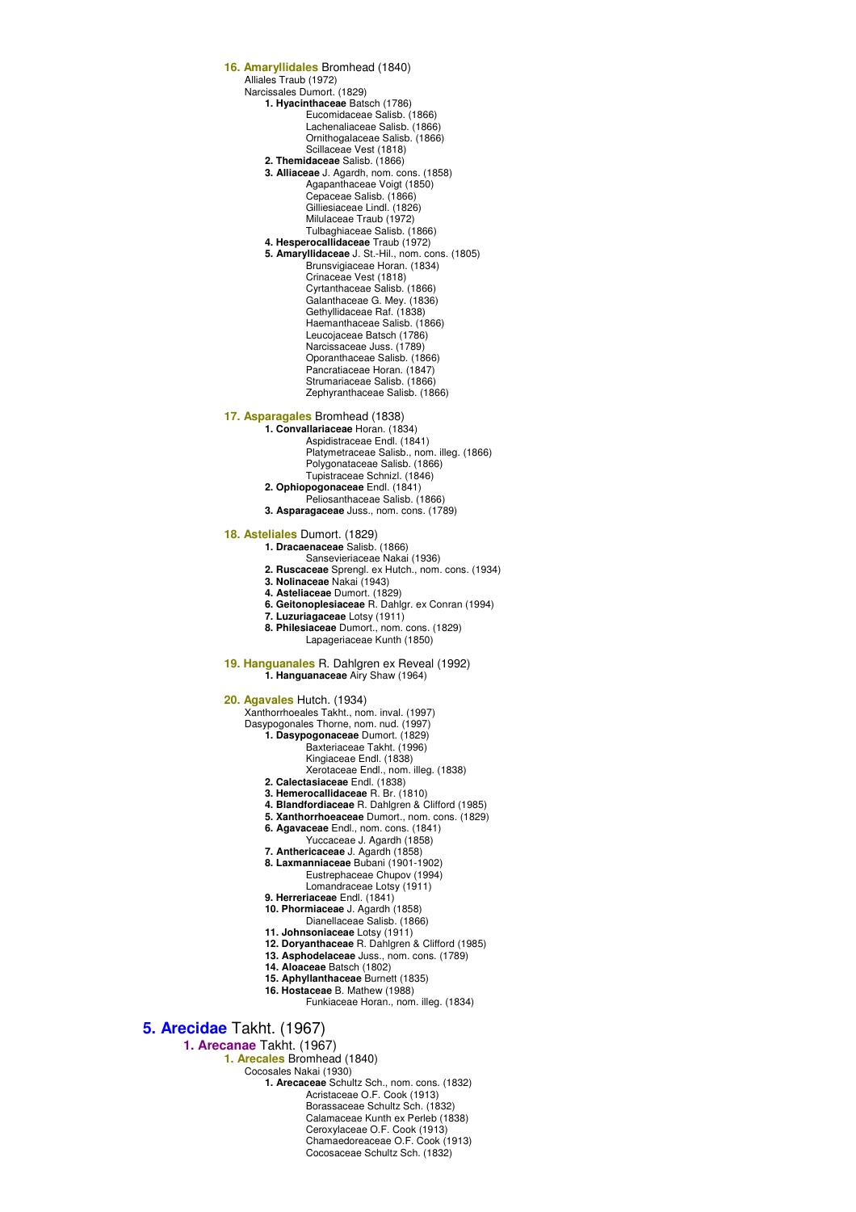### 16. Amaryllidales Bromhead (1840)

Alliales Traub (1972)
Narcissales Dumort. (1829)

- **1. Hyacinthaceae** Batsch (1786)
  - Eucomidaceae Salisb. (1866)
  - Lachenaliaceae Salisb. (1866)
  - Ornithogalaceae Salisb. (1866)
  - Scillaceae Vest (1818)
- **2. Themidaceae** Salisb. (1866)
- **3. Alliaceae** J. Agardh, nom. cons. (1858)
  - Agapanthaceae Voigt (1850)
  - Cepaceae Salisb. (1866)
  - Gilliesiaceae Lindl. (1826)
  - Milulaceae Traub (1972)
  - Tulbaghiaceae Salisb. (1866)
- **4. Hesperocallidaceae** Traub (1972)
- **5. Amaryllidaceae** J. St.-Hil., nom. cons. (1805)
  - Brunsvigiaceae Horan. (1834)
  - Crinaceae Vest (1818)
  - Cyrtanthaceae Salisb. (1866)
  - Galanthaceae G. Mey. (1836)
  - Gethyllidaceae Raf. (1838)
  - Haemanthaceae Salisb. (1866)
  - Leucojaceae Batsch (1786)
  - Narcissaceae Juss. (1789)
  - Oporanthaceae Salisb. (1866)
  - Pancratiaceae Horan. (1847)
  - Strumariaceae Salisb. (1866)
  - Zephyranthaceae Salisb. (1866)

### 17. Asparagales Bromhead (1838)

- **1. Convallariaceae** Horan. (1834)
  - Aspidistraceae Endl. (1841)
  - Platymetraceae Salisb., nom. illeg. (1866)
  - Polygonataceae Salisb. (1866)
  - Tupistraceae Schnizl. (1846)
- **2. Ophiopogonaceae** Endl. (1841)
  - Peliosanthaceae Salisb. (1866)
- **3. Asparagaceae** Juss., nom. cons. (1789)

### 18. Asteliales Dumort. (1829)

- **1. Dracaenaceae** Salisb. (1866)
  - Sansevieriaceae Nakai (1936)
- **2. Ruscaceae** Sprengl. ex Hutch., nom. cons. (1934)
- **3. Nolinaceae** Nakai (1943)
- **4. Asteliaceae** Dumort. (1829)
- **6. Geitonoplesiaceae** R. Dahlgr. ex Conran (1994)
- **7. Luzuriagaceae** Lotsy (1911)
- **8. Philesiaceae** Dumort., nom. cons. (1829)
  - Lapageriaceae Kunth (1850)

### 19. Hanguanales R. Dahlgren ex Reveal (1992)

- **1. Hanguanaceae** Airy Shaw (1964)

### 20. Agavales Hutch. (1934)

Xanthorrhoeales Takht., nom. inval. (1997)
Dasypogonales Thorne, nom. nud. (1997)

- **1. Dasypogonaceae** Dumort. (1829)
  - Baxteriaceae Takht. (1996)
  - Kingiaceae Endl. (1838)
  - Xerotaceae Endl., nom. illeg. (1838)
- **2. Calectasiaceae** Endl. (1838)
- **3. Hemerocallidaceae** R. Br. (1810)
- **4. Blandfordiaceae** R. Dahlgren & Clifford (1985)
- **5. Xanthorrhoeaceae** Dumort., nom. cons. (1829)
- **6. Agavaceae** Endl., nom. cons. (1841)
  - Yuccaceae J. Agardh (1858)
- **7. Anthericaceae** J. Agardh (1858)
- **8. Laxmanniaceae** Bubani (1901-1902)
  - Eustrephaceae Chupov (1994)
  - Lomandraceae Lotsy (1911)
- **9. Herreriaceae** Endl. (1841)
- **10. Phormiaceae** J. Agardh (1858)
  - Dianellaceae Salisb. (1866)
- **11. Johnsoniaceae** Lotsy (1911)
- **12. Doryanthaceae** R. Dahlgren & Clifford (1985)
- **13. Asphodelaceae** Juss., nom. cons. (1789)
- **14. Aloaceae** Batsch (1802)
- **15. Aphyllanthaceae** Burnett (1835)
- **16. Hostaceae** B. Mathew (1988)
  - Funkiaceae Horan., nom. illeg. (1834)

# 5. Arecidae Takht. (1967)

## 1. Arecanae Takht. (1967)

### 1. Arecales Bromhead (1840)

Cocosales Nakai (1930)

- **1. Arecaceae** Schultz Sch., nom. cons. (1832)
  - Acristaceae O.F. Cook (1913)
  - Borassaceae Schultz Sch. (1832)
  - Calamaceae Kunth ex Perleb (1838)
  - Ceroxylaceae O.F. Cook (1913)
  - Chamaedoreaceae O.F. Cook (1913)
  - Cocosaceae Schultz Sch. (1832)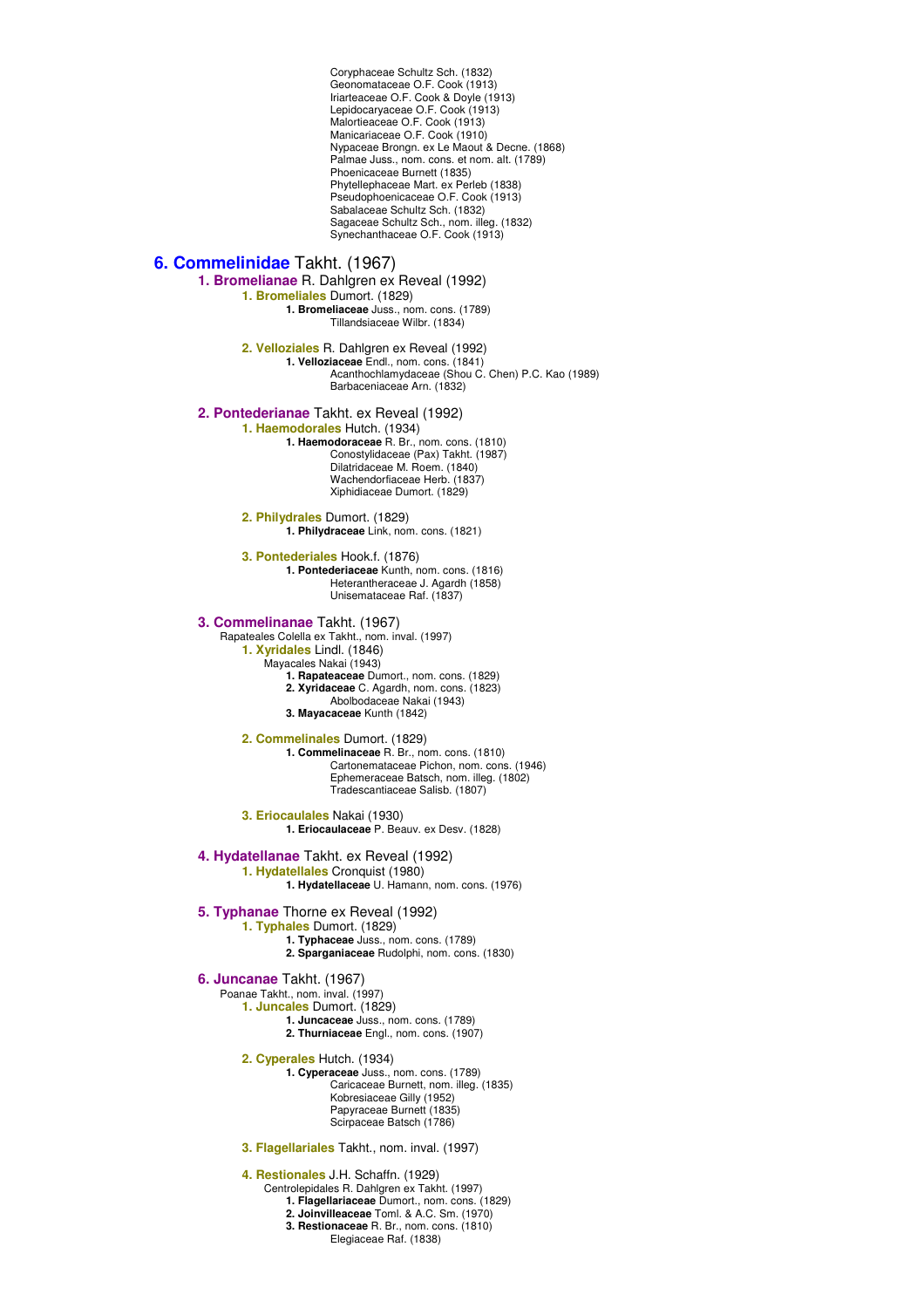Coryphaceae Schultz Sch. (1832)
Geonomataceae O.F. Cook (1913)
Iriarteaceae O.F. Cook & Doyle (1913)
Lepidocaryaceae O.F. Cook (1913)
Malortieaceae O.F. Cook (1913)
Manicariaceae O.F. Cook (1910)
Nypaceae Brongn. ex Le Maout & Decne. (1868)
Palmae Juss., nom. cons. et nom. alt. (1789)
Phoenicaceae Burnett (1835)
Phytelephaceae Mart. ex Perleb (1838)
Pseudophoenicaceae O.F. Cook (1913)
Sabalaceae Schultz Sch. (1832)
Sagaceae Schultz Sch., nom. illeg. (1832)
Synechanthaceae O.F. Cook (1913)

## 6. Commelinidae Takht. (1967)

### 1. Bromelianae R. Dahlgren ex Reveal (1992)

#### 1. Bromeliales Dumort. (1829)

**1. Bromeliaceae** Juss., nom. cons. (1789)
Tillandsiaceae Wilbr. (1834)

#### 2. Velloziales R. Dahlgren ex Reveal (1992)

**1. Velloziaceae** Endl., nom. cons. (1841)
Acanthochlamydaceae (Shou C. Chen) P.C. Kao (1989)
Barbaceniaceae Arn. (1832)

### 2. Pontederianae Takht. ex Reveal (1992)

#### 1. Haemodorales Hutch. (1934)

**1. Haemodoraceae** R. Br., nom. cons. (1810)
Conostylidaceae (Pax) Takht. (1987)
Dilatridaceae M. Roem. (1840)
Wachendorfiaceae Herb. (1837)
Xiphidiaceae Dumort. (1829)

#### 2. Philydrales Dumort. (1829)

**1. Philydraceae** Link, nom. cons. (1821)

#### 3. Pontederiales Hook.f. (1876)

**1. Pontederiaceae** Kunth, nom. cons. (1816)
Heterantheraceae J. Agardh (1858)
Unisemataceae Raf. (1837)

### 3. Commelinanae Takht. (1967)

Rapateales Colella ex Takht., nom. inval. (1997)

#### 1. Xyridales Lindl. (1846)

Mayacales Nakai (1943)

**1. Rapateaceae** Dumort., nom. cons. (1829)
**2. Xyridaceae** C. Agardh, nom. cons. (1823)
Abolbodaceae Nakai (1943)
**3. Mayacaceae** Kunth (1842)

#### 2. Commelinales Dumort. (1829)

**1. Commelinaceae** R. Br., nom. cons. (1810)
Cartonemataceae Pichon, nom. cons. (1946)
Ephemeraceae Batsch, nom. illeg. (1802)
Tradescantiaceae Salisb. (1807)

#### 3. Eriocaulales Nakai (1930)

**1. Eriocaulaceae** P. Beauv. ex Desv. (1828)

### 4. Hydatellanae Takht. ex Reveal (1992)

#### 1. Hydatellales Cronquist (1980)

**1. Hydatellaceae** U. Hamann, nom. cons. (1976)

### 5. Typhanae Thorne ex Reveal (1992)

#### 1. Typhales Dumort. (1829)

**1. Typhaceae** Juss., nom. cons. (1789)
**2. Sparganiaceae** Rudolphi, nom. cons. (1830)

### 6. Juncanae Takht. (1967)

Poanae Takht., nom. inval. (1997)

#### 1. Juncales Dumort. (1829)

**1. Juncaceae** Juss., nom. cons. (1789)
**2. Thurniaceae** Engl., nom. cons. (1907)

#### 2. Cyperales Hutch. (1934)

**1. Cyperaceae** Juss., nom. cons. (1789)
Caricaceae Burnett, nom. illeg. (1835)
Kobresiaceae Gilly (1952)
Papyraceae Burnett (1835)
Scirpaceae Batsch (1786)

#### 3. Flagellariales Takht., nom. inval. (1997)

#### 4. Restionales J.H. Schaffn. (1929)

Centrolepidales R. Dahlgren ex Takht. (1997)

**1. Flagellariaceae** Dumort., nom. cons. (1829)
**2. Joinvilleaceae** Toml. & A.C. Sm. (1970)
**3. Restionaceae** R. Br., nom. cons. (1810)
Elegiaceae Raf. (1838)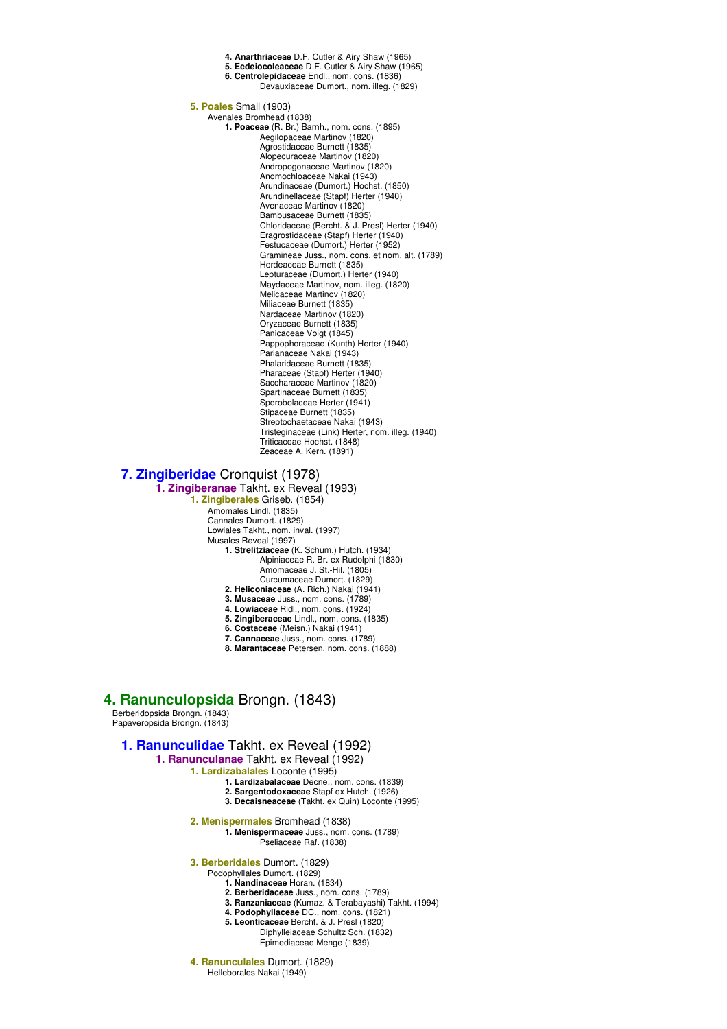**4. Anarthriaceae** D.F. Cutler & Airy Shaw (1965)
**5. Ecdeiocoleaceae** D.F. Cutler & Airy Shaw (1965)
**6. Centrolepidaceae** Endl., nom. cons. (1836)
Devauxiaceae Dumort., nom. illeg. (1829)

**5. Poales** Small (1903)
Avenales Bromhead (1838)
**1. Poaceae** (R. Br.) Barnh., nom. cons. (1895)
Aegilopaceae Martinov (1820)
Agrostidaceae Burnett (1835)
Alopecuraceae Martinov (1820)
Andropogonaceae Martinov (1820)
Anomochloaceae Nakai (1943)
Arundinaceae (Dumort.) Hochst. (1850)
Arundinellaceae (Stapf) Herter (1940)
Avenaceae Martinov (1820)
Bambusaceae Burnett (1835)
Chloridaceae (Bercht. & J. Presl) Herter (1940)
Eragrostidaceae (Stapf) Herter (1940)
Festucaceae (Dumort.) Herter (1952)
Gramineae Juss., nom. cons. et nom. alt. (1789)
Hordeaceae Burnett (1835)
Lepturaceae (Dumort.) Herter (1940)
Maydaceae Martinov, nom. illeg. (1820)
Melicaceae Martinov (1820)
Miliaceae Burnett (1835)
Nardaceae Martinov (1820)
Oryzaceae Burnett (1835)
Panicaceae Voigt (1845)
Pappophoraceae (Kunth) Herter (1940)
Parianaceae Nakai (1943)
Phalaridaceae Burnett (1835)
Pharaceae (Stapf) Herter (1940)
Saccharaceae Martinov (1820)
Spartinaceae Burnett (1835)
Sporobolaceae Herter (1941)
Stipaceae Burnett (1835)
Streptochaetaceae Nakai (1943)
Tristeginaceae (Link) Herter, nom. illeg. (1940)
Triticaceae Hochst. (1848)
Zeaceae A. Kern. (1891)

## 7. Zingiberidae Cronquist (1978)

### 1. Zingiberanae Takht. ex Reveal (1993)

**1. Zingiberales** Griseb. (1854)
Amomales Lindl. (1835)
Cannales Dumort. (1829)
Lowiales Takht., nom. inval. (1997)
Musales Reveal (1997)
**1. Strelitziaceae** (K. Schum.) Hutch. (1934)
Alpiniaceae R. Br. ex Rudolphi (1830)
Amomaceae J. St.-Hil. (1805)
Curcumaceae Dumort. (1829)
**2. Heliconiaceae** (A. Rich.) Nakai (1941)
**3. Musaceae** Juss., nom. cons. (1789)
**4. Lowiaceae** Ridl., nom. cons. (1924)
**5. Zingiberaceae** Lindl., nom. cons. (1835)
**6. Costaceae** (Meisn.) Nakai (1941)
**7. Cannaceae** Juss., nom. cons. (1789)
**8. Marantaceae** Petersen, nom. cons. (1888)

# 4. Ranunculopsida Brongn. (1843)

Berberidopsida Brongn. (1843)
Papaveropsida Brongn. (1843)

## 1. Ranunculidae Takht. ex Reveal (1992)

### 1. Ranunculanae Takht. ex Reveal (1992)

**1. Lardizabalales** Loconte (1995)
**1. Lardizabalaceae** Decne., nom. cons. (1839)
**2. Sargentodoxaceae** Stapf ex Hutch. (1926)
**3. Decaisneaceae** (Takht. ex Quin) Loconte (1995)

**2. Menispermales** Bromhead (1838)
**1. Menispermaceae** Juss., nom. cons. (1789)
Pseliaceae Raf. (1838)

**3. Berberidales** Dumort. (1829)
Podophyllales Dumort. (1829)
**1. Nandinaceae** Horan. (1834)
**2. Berberidaceae** Juss., nom. cons. (1789)
**3. Ranzaniaceae** (Kumaz. & Terabayashi) Takht. (1994)
**4. Podophyllaceae** DC., nom. cons. (1821)
**5. Leonticaceae** Bercht. & J. Presl (1820)
Diphylleiaceae Schultz Sch. (1832)
Epimediaceae Menge (1839)

**4. Ranunculales** Dumort. (1829)
Helleborales Nakai (1949)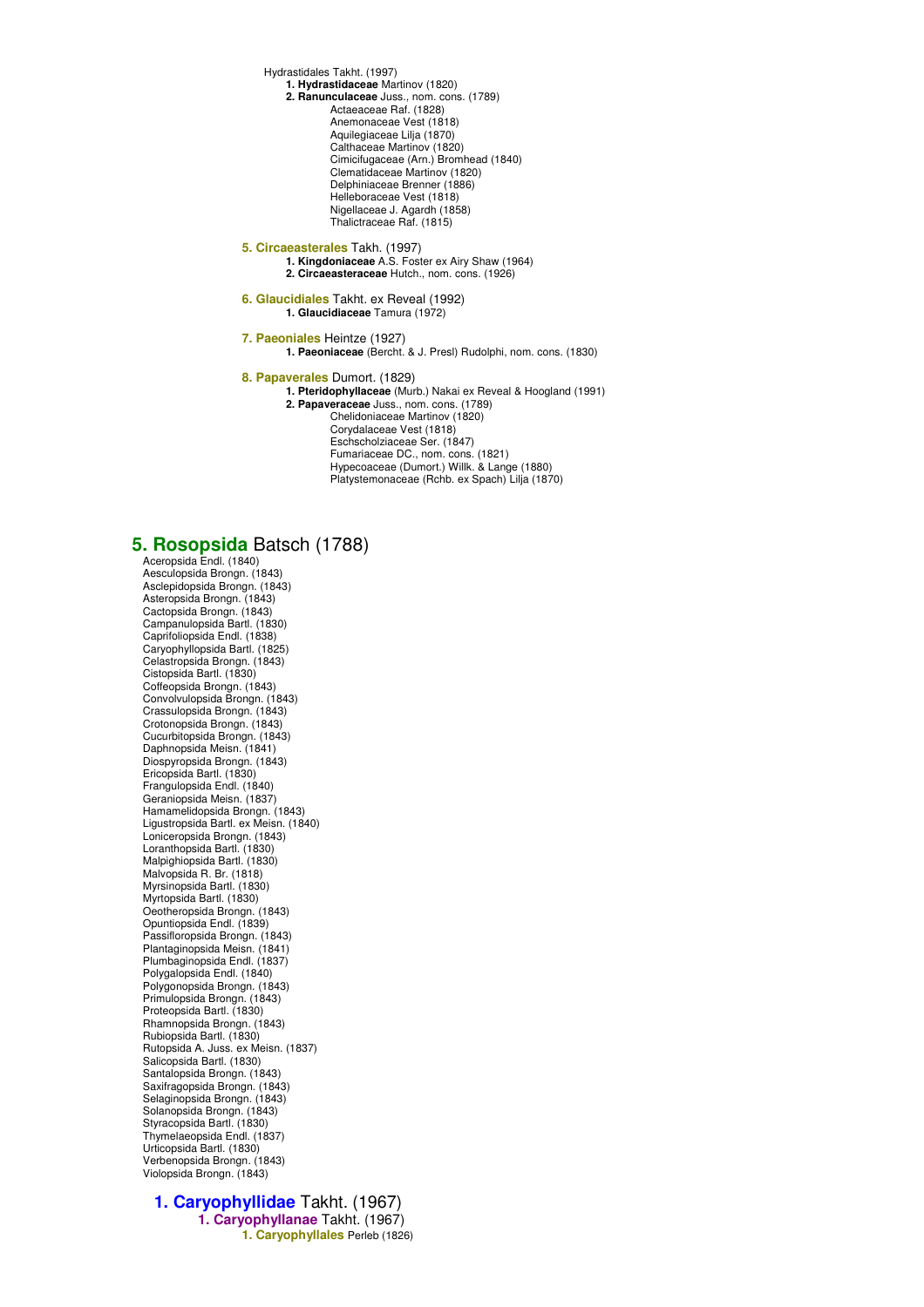Hydrastidales Takht. (1997)

- **1. Hydrastidaceae** Martinov (1820)
- **2. Ranunculaceae** Juss., nom. cons. (1789)
  - Actaeaceae Raf. (1828)
  - Anemonaceae Vest (1818)
  - Aquilegiaceae Lilja (1870)
  - Calthaceae Martinov (1820)
  - Cimicifugaceae (Arn.) Bromhead (1840)
  - Clematidaceae Martinov (1820)
  - Delphiniaceae Brenner (1886)
  - Helleboraceae Vest (1818)
  - Nigellaceae J. Agardh (1858)
  - Thalictraceae Raf. (1815)

**5. Circaeasterales** Takh. (1997)

- **1. Kingdoniaceae** A.S. Foster ex Airy Shaw (1964)
- **2. Circaeasteraceae** Hutch., nom. cons. (1926)

**6. Glaucidiales** Takht. ex Reveal (1992)

- **1. Glaucidiaceae** Tamura (1972)

**7. Paeoniales** Heintze (1927)

- **1. Paeoniaceae** (Bercht. & J. Presl) Rudolphi, nom. cons. (1830)

**8. Papaverales** Dumort. (1829)

- **1. Pteridophyllaceae** (Murb.) Nakai ex Reveal & Hoogland (1991)
- **2. Papaveraceae** Juss., nom. cons. (1789)
  - Chelidoniaceae Martinov (1820)
  - Corydalaceae Vest (1818)
  - Eschscholziaceae Ser. (1847)
  - Fumariaceae DC., nom. cons. (1821)
  - Hypecoaceae (Dumort.) Willk. & Lange (1880)
  - Platystemonaceae (Rchb. ex Spach) Lilja (1870)

# 5. Rosopsida Batsch (1788)

Aceropsida Endl. (1840)
Aesculopsida Brongn. (1843)
Asclepidopsida Brongn. (1843)
Asteropsida Brongn. (1843)
Cactopsida Brongn. (1843)
Campanulopsida Bartl. (1830)
Caprifoliopsida Endl. (1838)
Caryophyllopsida Bartl. (1825)
Celastropsida Brongn. (1843)
Cistopsida Bartl. (1830)
Coffeopsida Brongn. (1843)
Convolvulopsida Brongn. (1843)
Crassulopsida Brongn. (1843)
Crotonopsida Brongn. (1843)
Cucurbitopsida Brongn. (1843)
Daphnopsida Meisn. (1841)
Diospyropsida Brongn. (1843)
Ericopsida Bartl. (1830)
Frangulopsida Endl. (1840)
Geraniopsida Meisn. (1837)
Hamamelidopsida Brongn. (1843)
Ligustropsida Bartl. ex Meisn. (1840)
Loniceropsida Brongn. (1843)
Loranthopsida Bartl. (1830)
Malpighiopsida Bartl. (1830)
Malvopsida R. Br. (1818)
Myrsinopsida Bartl. (1830)
Myrtopsida Bartl. (1830)
Oeotheropsida Brongn. (1843)
Opuntiopsida Endl. (1839)
Passifloropsida Brongn. (1843)
Plantaginopsida Meisn. (1841)
Plumbaginopsida Endl. (1837)
Polygalopsida Endl. (1840)
Polygonopsida Brongn. (1843)
Primulopsida Brongn. (1843)
Proteopsida Bartl. (1830)
Rhamnopsida Brongn. (1843)
Rubiopsida Bartl. (1830)
Rutopsida A. Juss. ex Meisn. (1837)
Salicopsida Bartl. (1830)
Santalopsida Brongn. (1843)
Saxifragopsida Brongn. (1843)
Selaginopsida Brongn. (1843)
Solanopsida Brongn. (1843)
Styracopsida Bartl. (1830)
Thymelaeopsida Endl. (1837)
Urticopsida Bartl. (1830)
Verbenopsida Brongn. (1843)
Violopsida Brongn. (1843)

## 1. Caryophyllidae Takht. (1967)

### 1. Caryophyllanae Takht. (1967)

**1. Caryophyllales** Perleb (1826)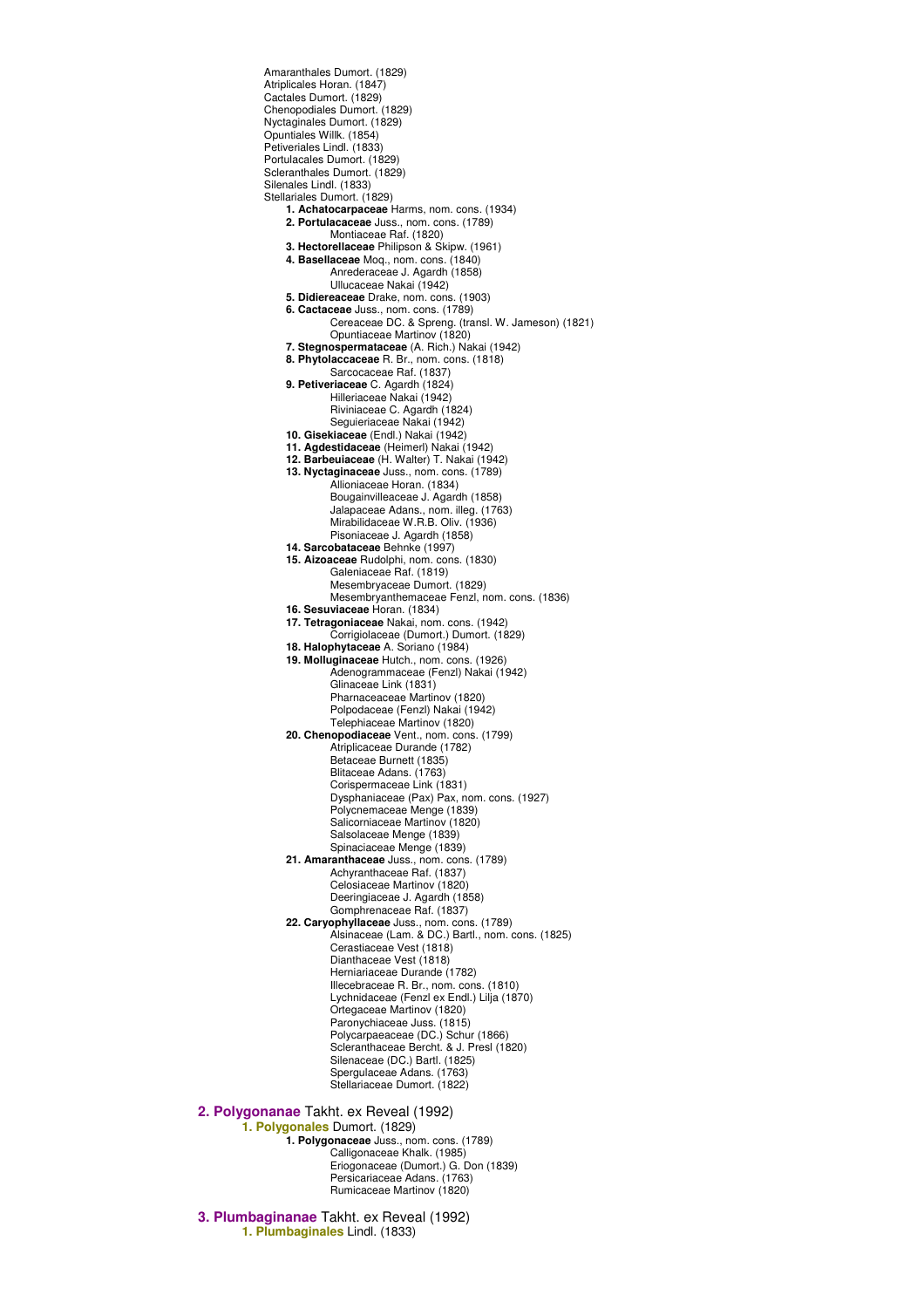Amaranthales Dumort. (1829)
Atriplicales Horan. (1847)
Cactales Dumort. (1829)
Chenopodiales Dumort. (1829)
Nyctaginales Dumort. (1829)
Opuntiales Willk. (1854)
Petiveriales Lindl. (1833)
Portulacales Dumort. (1829)
Scleranthales Dumort. (1829)
Silenales Lindl. (1833)
Stellariales Dumort. (1829)

- **1. Achatocarpaceae** Harms, nom. cons. (1934)
- **2. Portulacaceae** Juss., nom. cons. (1789)
  - Montiaceae Raf. (1820)
- **3. Hectorellaceae** Philipson & Skipw. (1961)
- **4. Basellaceae** Moq., nom. cons. (1840)
  - Anrederaceae J. Agardh (1858)
  - Ullucaceae Nakai (1942)
- **5. Didiereaceae** Drake, nom. cons. (1903)
- **6. Cactaceae** Juss., nom. cons. (1789)
  - Cereaceae DC. & Spreng. (transl. W. Jameson) (1821)
  - Opuntiaceae Martinov (1820)
- **7. Stegnospermataceae** (A. Rich.) Nakai (1942)
- **8. Phytolaccaceae** R. Br., nom. cons. (1818)
  - Sarcocaceae Raf. (1837)
- **9. Petiveriaceae** C. Agardh (1824)
  - Hilleriaceae Nakai (1942)
  - Riviniaceae C. Agardh (1824)
  - Seguieriaceae Nakai (1942)
- **10. Gisekiaceae** (Endl.) Nakai (1942)
- **11. Agdestidaceae** (Heimerl) Nakai (1942)
- **12. Barbeuiaceae** (H. Walter) T. Nakai (1942)
- **13. Nyctaginaceae** Juss., nom. cons. (1789)
  - Allioniaceae Horan. (1834)
  - Bougainvilleaceae J. Agardh (1858)
  - Jalapaceae Adans., nom. illeg. (1763)
  - Mirabilidaceae W.R.B. Oliv. (1936)
  - Pisoniaceae J. Agardh (1858)
- **14. Sarcobataceae** Behnke (1997)
- **15. Aizoaceae** Rudolphi, nom. cons. (1830)
  - Galeniaceae Raf. (1819)
  - Mesembryaceae Dumort. (1829)
  - Mesembryanthemaceae Fenzl, nom. cons. (1836)
- **16. Sesuviaceae** Horan. (1834)
- **17. Tetragoniaceae** Nakai, nom. cons. (1942)
  - Corrigiolaceae (Dumort.) Dumort. (1829)
- **18. Halophytaceae** A. Soriano (1984)
- **19. Molluginaceae** Hutch., nom. cons. (1926)
  - Adenogrammaceae (Fenzl) Nakai (1942)
  - Glinaceae Link (1831)
  - Pharnaceaceae Martinov (1820)
  - Polpodaceae (Fenzl) Nakai (1942)
  - Telephiaceae Martinov (1820)
- **20. Chenopodiaceae** Vent., nom. cons. (1799)
  - Atriplicaceae Durande (1782)
  - Betaceae Burnett (1835)
  - Blitaceae Adans. (1763)
  - Corispermaceae Link (1831)
  - Dysphaniaceae (Pax) Pax, nom. cons. (1927)
  - Polycnemaceae Menge (1839)
  - Salicorniaceae Martinov (1820)
  - Salsolaceae Menge (1839)
  - Spinaciaceae Menge (1839)
- **21. Amaranthaceae** Juss., nom. cons. (1789)
  - Achyranthaceae Raf. (1837)
  - Celosiaceae Martinov (1820)
  - Deeringiaceae J. Agardh (1858)
  - Gomphrenaceae Raf. (1837)
- **22. Caryophyllaceae** Juss., nom. cons. (1789)
  - Alsinaceae (Lam. & DC.) Bartl., nom. cons. (1825)
  - Cerastiaceae Vest (1818)
  - Dianthaceae Vest (1818)
  - Herniariaceae Durande (1782)
  - Illecebraceae R. Br., nom. cons. (1810)
  - Lychnidaceae (Fenzl ex Endl.) Lilja (1870)
  - Ortegaceae Martinov (1820)
  - Paronychiaceae Juss. (1815)
  - Polycarpaeaceae (DC.) Schur (1866)
  - Scleranthaceae Bercht. & J. Presl (1820)
  - Silenaceae (DC.) Bartl. (1825)
  - Spergulaceae Adans. (1763)
  - Stellariaceae Dumort. (1822)

## 2. Polygonanae Takht. ex Reveal (1992)

### 1. Polygonales Dumort. (1829)

- **1. Polygonaceae** Juss., nom. cons. (1789)
  - Calligonaceae Khalk. (1985)
  - Eriogonaceae (Dumort.) G. Don (1839)
  - Persicariaceae Adans. (1763)
  - Rumicaceae Martinov (1820)

## 3. Plumbaginanae Takht. ex Reveal (1992)

### 1. Plumbaginales Lindl. (1833)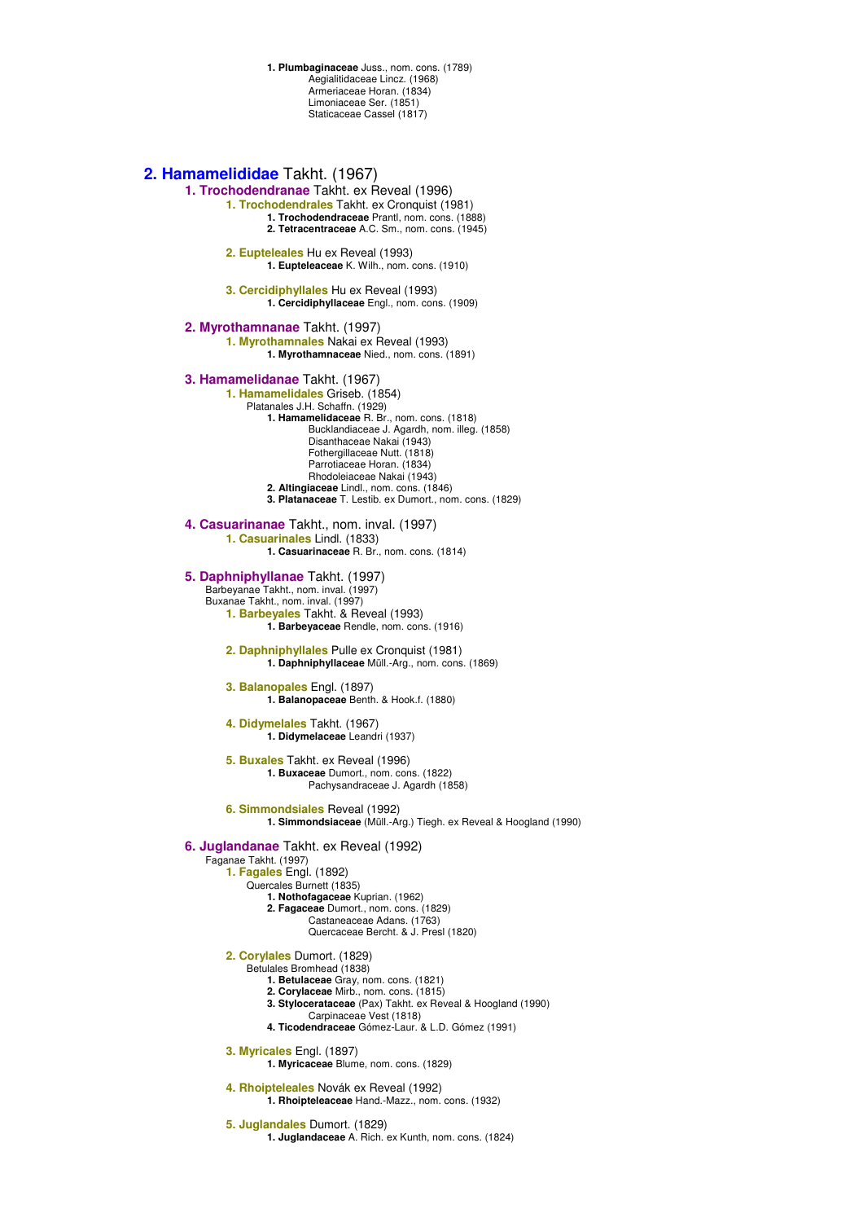**1. Plumbaginaceae** Juss., nom. cons. (1789)
Aegialitidaceae Lincz. (1968)
Armeriaceae Horan. (1834)
Limoniaceae Ser. (1851)
Staticaceae Cassel (1817)

## 2. Hamamelididae Takht. (1967)

### 1. Trochodendranae Takht. ex Reveal (1996)

#### 1. Trochodendrales Takht. ex Cronquist (1981)
**1. Trochodendraceae** Prantl, nom. cons. (1888)
**2. Tetracentraceae** A.C. Sm., nom. cons. (1945)

#### 2. Eupteleales Hu ex Reveal (1993)
**1. Eupteleaceae** K. Wilh., nom. cons. (1910)

#### 3. Cercidiphyllales Hu ex Reveal (1993)
**1. Cercidiphyllaceae** Engl., nom. cons. (1909)

### 2. Myrothamnanae Takht. (1997)

#### 1. Myrothamnales Nakai ex Reveal (1993)
**1. Myrothamnaceae** Nied., nom. cons. (1891)

### 3. Hamamelidanae Takht. (1967)

#### 1. Hamamelidales Griseb. (1854)
Platanales J.H. Schaffn. (1929)
**1. Hamamelidaceae** R. Br., nom. cons. (1818)
Bucklandiaceae J. Agardh, nom. illeg. (1858)
Disanthaceae Nakai (1943)
Fothergillaceae Nutt. (1818)
Parrotiaceae Horan. (1834)
Rhodoleiaceae Nakai (1943)
**2. Altingiaceae** Lindl., nom. cons. (1846)
**3. Platanaceae** T. Lestib. ex Dumort., nom. cons. (1829)

### 4. Casuarinanae Takht., nom. inval. (1997)

#### 1. Casuarinales Lindl. (1833)
**1. Casuarinaceae** R. Br., nom. cons. (1814)

### 5. Daphniphyllanae Takht. (1997)
Barbeyanae Takht., nom. inval. (1997)
Buxanae Takht., nom. inval. (1997)

#### 1. Barbeyales Takht. & Reveal (1993)
**1. Barbeyaceae** Rendle, nom. cons. (1916)

#### 2. Daphniphyllales Pulle ex Cronquist (1981)
**1. Daphniphyllaceae** Müll.-Arg., nom. cons. (1869)

#### 3. Balanopales Engl. (1897)
**1. Balanopaceae** Benth. & Hook.f. (1880)

#### 4. Didymelales Takht. (1967)
**1. Didymelaceae** Leandri (1937)

#### 5. Buxales Takht. ex Reveal (1996)
**1. Buxaceae** Dumort., nom. cons. (1822)
Pachysandraceae J. Agardh (1858)

#### 6. Simmondsiales Reveal (1992)
**1. Simmondsiaceae** (Müll.-Arg.) Tiegh. ex Reveal & Hoogland (1990)

### 6. Juglandanae Takht. ex Reveal (1992)
Faganae Takht. (1997)

#### 1. Fagales Engl. (1892)
Quercales Burnett (1835)
**1. Nothofagaceae** Kuprian. (1962)
**2. Fagaceae** Dumort., nom. cons. (1829)
Castaneaceae Adans. (1763)
Quercaceae Bercht. & J. Presl (1820)

#### 2. Corylales Dumort. (1829)
Betulales Bromhead (1838)
**1. Betulaceae** Gray, nom. cons. (1821)
**2. Corylaceae** Mirb., nom. cons. (1815)
**3. Stylocerataceae** (Pax) Takht. ex Reveal & Hoogland (1990)
Carpinaceae Vest (1818)
**4. Ticodendraceae** Gómez-Laur. & L.D. Gómez (1991)

#### 3. Myricales Engl. (1897)
**1. Myricaceae** Blume, nom. cons. (1829)

#### 4. Rhoipteleales Novák ex Reveal (1992)
**1. Rhoipteleaceae** Hand.-Mazz., nom. cons. (1932)

#### 5. Juglandales Dumort. (1829)
**1. Juglandaceae** A. Rich. ex Kunth, nom. cons. (1824)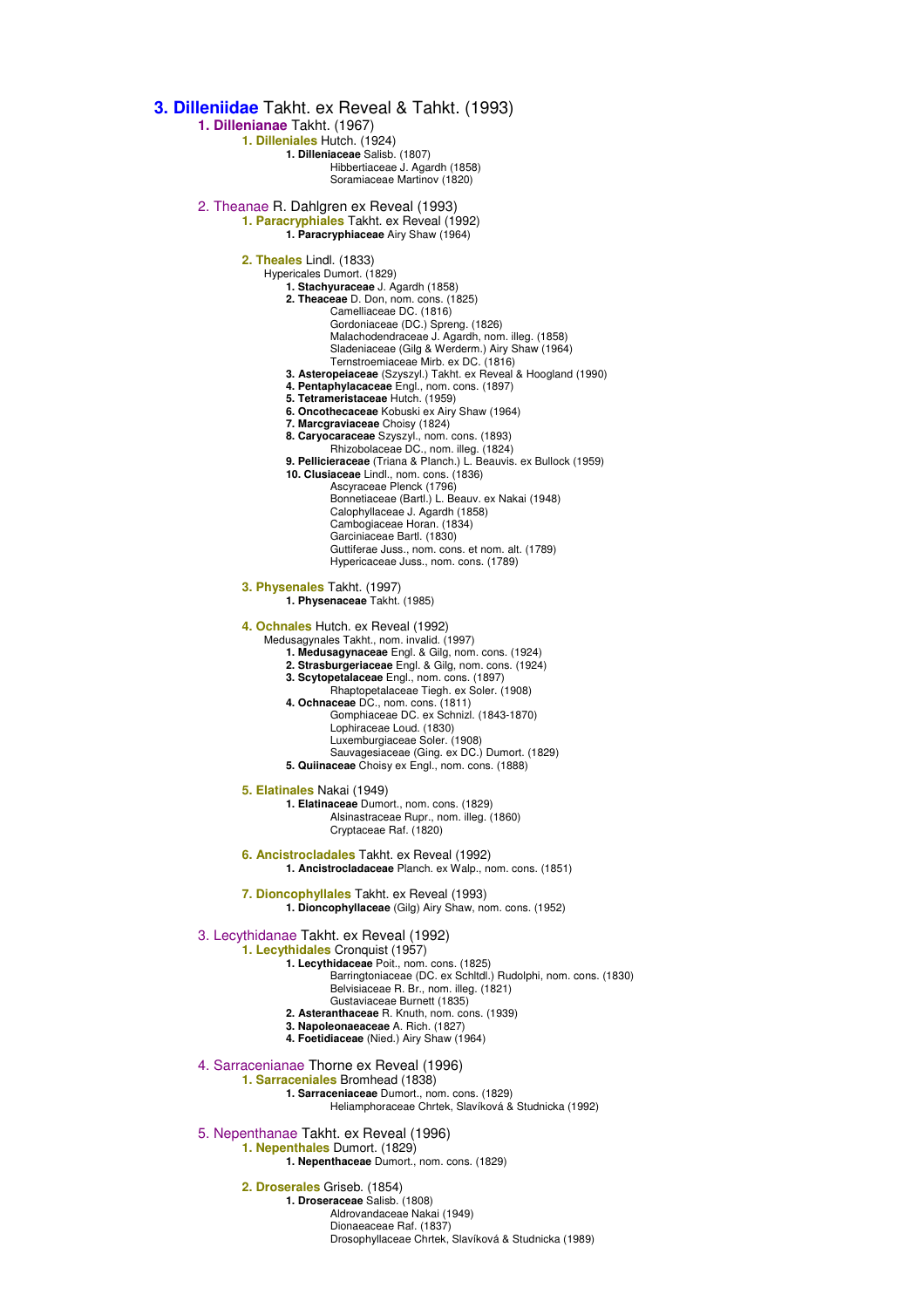# 3. Dilleniidae Takht. ex Reveal & Takht. (1993)

## 1. Dillenianae Takht. (1967)

### 1. Dilleniales Hutch. (1924)

- **1. Dilleniaceae** Salisb. (1807)
  - Hibbertiaceae J. Agardh (1858)
  - Soramiaceae Martinov (1820)

## 2. Theanae R. Dahlgren ex Reveal (1993)

### 1. Paracryphiales Takht. ex Reveal (1992)

- **1. Paracryphiaceae** Airy Shaw (1964)

### 2. Theales Lindl. (1833)

Hypericales Dumort. (1829)

- **1. Stachyuraceae** J. Agardh (1858)
- **2. Theaceae** D. Don, nom. cons. (1825)
  - Camelliaceae DC. (1816)
  - Gordoniaceae (DC.) Spreng. (1826)
  - Malachodendraceae J. Agardh, nom. illeg. (1858)
  - Sladeniaceae (Gilg & Werderm.) Airy Shaw (1964)
  - Ternstroemiaceae Mirb. ex DC. (1816)
- **3. Asteropeiaceae** (Szyszyl.) Takht. ex Reveal & Hoogland (1990)
- **4. Pentaphylacaceae** Engl., nom. cons. (1897)
- **5. Tetrameristaceae** Hutch. (1959)
- **6. Oncothecaceae** Kobuski ex Airy Shaw (1964)
- **7. Marcgraviaceae** Choisy (1824)
- **8. Caryocaraceae** Szyszyl., nom. cons. (1893)
  - Rhizobolaceae DC., nom. illeg. (1824)
- **9. Pellicieraceae** (Triana & Planch.) L. Beauvis. ex Bullock (1959)
- **10. Clusiaceae** Lindl., nom. cons. (1836)
  - Ascyraceae Plenck (1796)
  - Bonnetiaceae (Bartl.) L. Beauv. ex Nakai (1948)
  - Calophyllaceae J. Agardh (1858)
  - Cambogiaceae Horan. (1834)
  - Garciniaceae Bartl. (1830)
  - Guttiferae Juss., nom. cons. et nom. alt. (1789)
  - Hypericaceae Juss., nom. cons. (1789)

### 3. Physenales Takht. (1997)

- **1. Physenaceae** Takht. (1985)

### 4. Ochnales Hutch. ex Reveal (1992)

Medusagynales Takht., nom. invalid. (1997)

- **1. Medusagynaceae** Engl. & Gilg, nom. cons. (1924)
- **2. Strasburgeriaceae** Engl. & Gilg, nom. cons. (1924)
- **3. Scytopetalaceae** Engl., nom. cons. (1897)
  - Rhaptopetalaceae Tiegh. ex Soler. (1908)
- **4. Ochnaceae** DC., nom. cons. (1811)
  - Gomphiaceae DC. ex Schnizl. (1843-1870)
  - Lophiraceae Loud. (1830)
  - Luxemburgiaceae Soler. (1908)
  - Sauvagesiaceae (Ging. ex DC.) Dumort. (1829)
- **5. Quiinaceae** Choisy ex Engl., nom. cons. (1888)

### 5. Elatinales Nakai (1949)

- **1. Elatinaceae** Dumort., nom. cons. (1829)
  - Alsinastraceae Rupr., nom. illeg. (1860)
  - Cryptaceae Raf. (1820)

### 6. Ancistrocladales Takht. ex Reveal (1992)

- **1. Ancistrocladaceae** Planch. ex Walp., nom. cons. (1851)

### 7. Dioncophyllales Takht. ex Reveal (1993)

- **1. Dioncophyllaceae** (Gilg) Airy Shaw, nom. cons. (1952)

## 3. Lecythidanae Takht. ex Reveal (1992)

### 1. Lecythidales Cronquist (1957)

- **1. Lecythidaceae** Poit., nom. cons. (1825)
  - Barringtoniaceae (DC. ex Schltdl.) Rudolphi, nom. cons. (1830)
  - Belvisiaceae R. Br., nom. illeg. (1821)
  - Gustaviaceae Burnett (1835)
- **2. Asteranthaceae** R. Knuth, nom. cons. (1939)
- **3. Napoleonaeaceae** A. Rich. (1827)
- **4. Foetidiaceae** (Nied.) Airy Shaw (1964)

## 4. Sarracenianae Thorne ex Reveal (1996)

### 1. Sarraceniales Bromhead (1838)

- **1. Sarraceniaceae** Dumort., nom. cons. (1829)
  - Heliamphoraceae Chrtek, Slavíková & Studnicka (1992)

## 5. Nepenthanae Takht. ex Reveal (1996)

### 1. Nepenthales Dumort. (1829)

- **1. Nepenthaceae** Dumort., nom. cons. (1829)

### 2. Droserales Griseb. (1854)

- **1. Droseraceae** Salisb. (1808)
  - Aldrovandaceae Nakai (1949)
  - Dionaeaceae Raf. (1837)
  - Drosophyllaceae Chrtek, Slavíková & Studnicka (1989)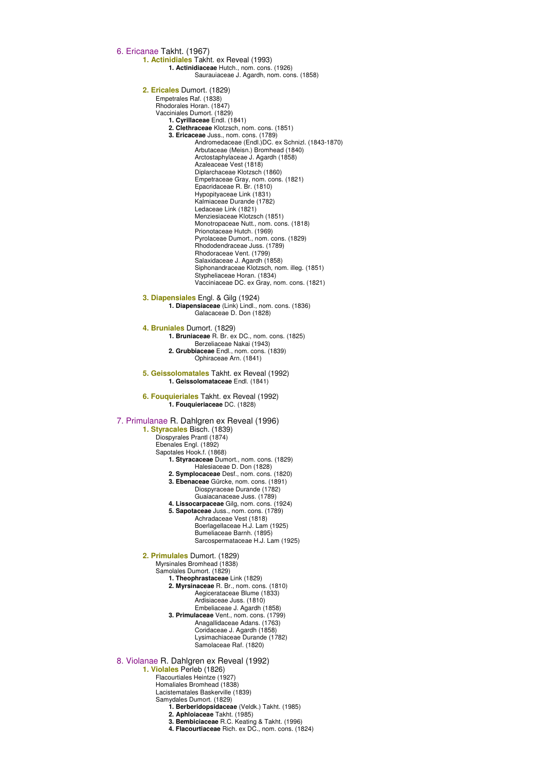## 6. Ericanae Takht. (1967)

### 1. **Actinidiales** Takht. ex Reveal (1993)

- **1. Actinidiaceae** Hutch., nom. cons. (1926)
  - Saurauiaceae J. Agardh, nom. cons. (1858)

### 2. **Ericales** Dumort. (1829)

Empetrales Raf. (1838)
Rhodorales Horan. (1847)
Vacciniales Dumort. (1829)

- **1. Cyrillaceae** Endl. (1841)
- **2. Clethraceae** Klotzsch, nom. cons. (1851)
- **3. Ericaceae** Juss., nom. cons. (1789)
  - Andromedaceae (Endl.)DC. ex Schnizl. (1843-1870)
  - Arbutaceae (Meisn.) Bromhead (1840)
  - Arctostaphylaceae J. Agardh (1858)
  - Azaleaceae Vest (1818)
  - Diplarchaceae Klotzsch (1860)
  - Empetraceae Gray, nom. cons. (1821)
  - Epacridaceae R. Br. (1810)
  - Hypopityaceae Link (1831)
  - Kalmiaceae Durande (1782)
  - Ledaceae Link (1821)
  - Menziesiaceae Klotzsch (1851)
  - Monotropaceae Nutt., nom. cons. (1818)
  - Prionotaceae Hutch. (1969)
  - Pyrolaceae Dumort., nom. cons. (1829)
  - Rhododendraceae Juss. (1789)
  - Rhodoraceae Vent. (1799)
  - Salaxidaceae J. Agardh (1858)
  - Siphonandraceae Klotzsch, nom. illeg. (1851)
  - Stypheliaceae Horan. (1834)
  - Vacciniaceae DC. ex Gray, nom. cons. (1821)

### 3. **Diapensiales** Engl. & Gilg (1924)

- **1. Diapensiaceae** (Link) Lindl., nom. cons. (1836)
  - Galacaceae D. Don (1828)

### 4. **Bruniales** Dumort. (1829)

- **1. Bruniaceae** R. Br. ex DC., nom. cons. (1825)
  - Berzeliaceae Nakai (1943)
- **2. Grubbiaceae** Endl., nom. cons. (1839)
  - Ophiraceae Arn. (1841)

### 5. **Geissolomatales** Takht. ex Reveal (1992)

- **1. Geissolomataceae** Endl. (1841)

### 6. **Fouquieriales** Takht. ex Reveal (1992)

- **1. Fouquieriaceae** DC. (1828)

## 7. Primulanae R. Dahlgren ex Reveal (1996)

### 1. **Styracales** Bisch. (1839)

Diospyrales Prantl (1874)
Ebenales Engl. (1892)
Sapotales Hook.f. (1868)

- **1. Styracaceae** Dumort., nom. cons. (1829)
  - Halesiaceae D. Don (1828)
- **2. Symplocaceae** Desf., nom. cons. (1820)
- **3. Ebenaceae** Gürcke, nom. cons. (1891)
  - Diospyraceae Durande (1782)
  - Guaiacanaceae Juss. (1789)
- **4. Lissocarpaceae** Gilg, nom. cons. (1924)
- **5. Sapotaceae** Juss., nom. cons. (1789)
  - Achradaceae Vest (1818)
  - Boerlagellaceae H.J. Lam (1925)
  - Bumeliaceae Barnh. (1895)
  - Sarcospermataceae H.J. Lam (1925)

### 2. **Primulales** Dumort. (1829)

Myrsinales Bromhead (1838)
Samolales Dumort. (1829)

- **1. Theophrastaceae** Link (1829)
- **2. Myrsinaceae** R. Br., nom. cons. (1810)
  - Aegicerataceae Blume (1833)
  - Ardisiaceae Juss. (1810)
  - Embeliaceae J. Agardh (1858)
- **3. Primulaceae** Vent., nom. cons. (1799)
  - Anagallidaceae Adans. (1763)
  - Coridaceae J. Agardh (1858)
  - Lysimachiaceae Durande (1782)
  - Samolaceae Raf. (1820)

## 8. Violanae R. Dahlgren ex Reveal (1992)

### 1. **Violales** Perleb (1826)

Flacourtiales Heintze (1927)
Homaliales Bromhead (1838)
Lacistematales Baskerville (1839)
Samydales Dumort. (1829)

- **1. Berberidopsidaceae** (Veldk.) Takht. (1985)
- **2. Aphloiaceae** Takht. (1985)
- **3. Bembiciaceae** R.C. Keating & Takht. (1996)
- **4. Flacourtiaceae** Rich. ex DC., nom. cons. (1824)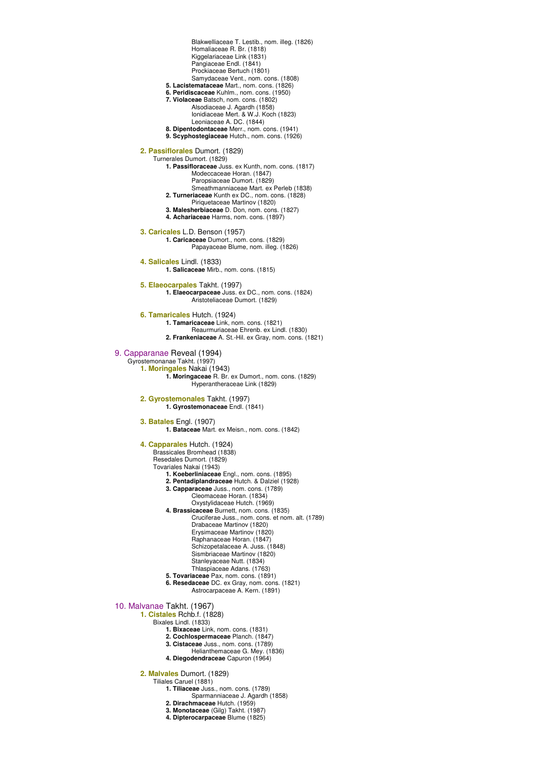Blakwelliaceae T. Lestib., nom. illeg. (1826)
Homaliaceae R. Br. (1818)
Kiggelariaceae Link (1831)
Pangiaceae Endl. (1841)
Prockiaceae Bertuch (1801)
Samydaceae Vent., nom. cons. (1808)

**5. Lacistemataceae** Mart., nom. cons. (1826)

**6. Peridiscaceae** Kuhlm., nom. cons. (1950)

**7. Violaceae** Batsch, nom. cons. (1802)

Alsodiaceae J. Agardh (1858)
Ionidiaceae Mert. & W.J. Koch (1823)
Leoniaceae A. DC. (1844)

**8. Dipentodontaceae** Merr., nom. cons. (1941)

**9. Scyphostegiaceae** Hutch., nom. cons. (1926)

### 2. Passiflorales Dumort. (1829)

Turnerales Dumort. (1829)

**1. Passifloraceae** Juss. ex Kunth, nom. cons. (1817)

Modeccaceae Horan. (1847)
Paropsiaceae Dumort. (1829)
Smeathmanniaceae Mart. ex Perleb (1838)

**2. Turneriaceae** Kunth ex DC., nom. cons. (1828)

Piriquetaceae Martinov (1820)

**3. Malesherbiaceae** D. Don, nom. cons. (1827)

**4. Achariaceae** Harms, nom. cons. (1897)

### 3. Caricales L.D. Benson (1957)

**1. Caricaceae** Dumort., nom. cons. (1829)

Papayaceae Blume, nom. illeg. (1826)

### 4. Salicales Lindl. (1833)

**1. Salicaceae** Mirb., nom. cons. (1815)

### 5. Elaeocarpales Takht. (1997)

**1. Elaeocarpaceae** Juss. ex DC., nom. cons. (1824)

Aristoteliaceae Dumort. (1829)

### 6. Tamaricales Hutch. (1924)

**1. Tamaricaceae** Link, nom. cons. (1821)

Reaurmuriaceae Ehrenb. ex Lindl. (1830)

**2. Frankeniaceae** A. St.-Hil. ex Gray, nom. cons. (1821)

## 9. Capparanae Reveal (1994)

Gyrostemonanae Takht. (1997)

### 1. Moringales Nakai (1943)

**1. Moringaceae** R. Br. ex Dumort., nom. cons. (1829)

Hyperantheraceae Link (1829)

### 2. Gyrostemonales Takht. (1997)

**1. Gyrostemonaceae** Endl. (1841)

### 3. Batales Engl. (1907)

**1. Bataceae** Mart. ex Meisn., nom. cons. (1842)

### 4. Capparales Hutch. (1924)

Brassicales Bromhead (1838)
Resedales Dumort. (1829)
Tovariales Nakai (1943)

**1. Koeberliniaceae** Engl., nom. cons. (1895)

**2. Pentadiplandraceae** Hutch. & Dalziel (1928)

**3. Capparaceae** Juss., nom. cons. (1789)

Cleomaceae Horan. (1834)
Oxystylidaceae Hutch. (1969)

**4. Brassicaceae** Burnett, nom. cons. (1835)

Cruciferae Juss., nom. cons. et nom. alt. (1789)
Drabaceae Martinov (1820)
Erysimaceae Martinov (1820)
Raphanaceae Horan. (1847)
Schizopetalaceae A. Juss. (1848)
Sismbriaceae Martinov (1820)
Stanleyaceae Nutt. (1834)
Thlaspiaceae Adans. (1763)

**5. Tovariaceae** Pax, nom. cons. (1891)

**6. Resedaceae** DC. ex Gray, nom. cons. (1821)

Astrocarpaceae A. Kern. (1891)

## 10. Malvanae Takht. (1967)

### 1. Cistales Rchb.f. (1828)

Bixales Lindl. (1833)

**1. Bixaceae** Link, nom. cons. (1831)

**2. Cochlospermaceae** Planch. (1847)

**3. Cistaceae** Juss., nom. cons. (1789)

Helianthemaceae G. Mey. (1836)

**4. Diegodendraceae** Capuron (1964)

### 2. Malvales Dumort. (1829)

Tiliales Caruel (1881)

**1. Tiliaceae** Juss., nom. cons. (1789)

Sparmanniaceae J. Agardh (1858)

**2. Dirachmaceae** Hutch. (1959)

**3. Monotaceae** (Gilg) Takht. (1987)

**4. Dipterocarpaceae** Blume (1825)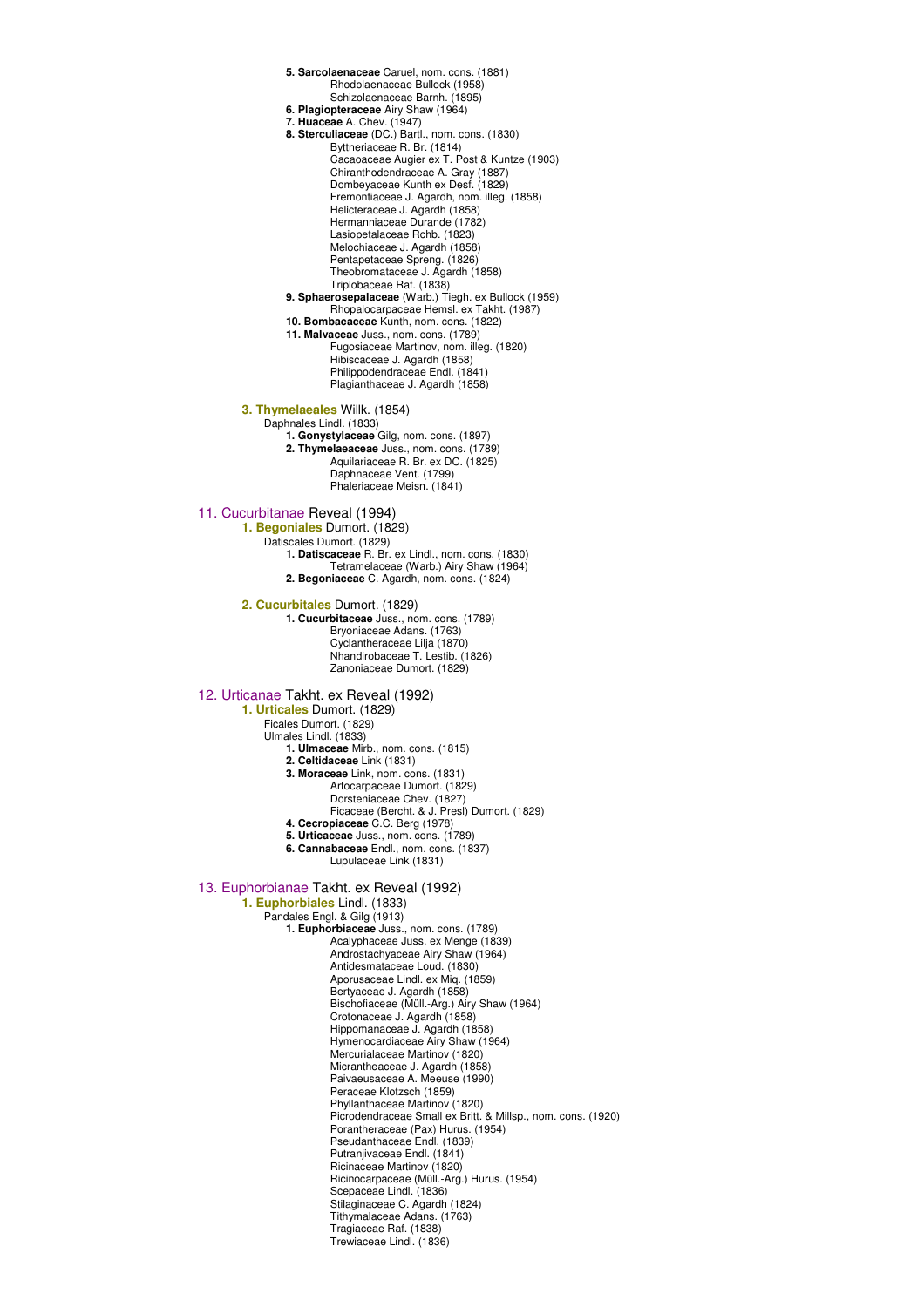**5. Sarcolaenaceae** Caruel, nom. cons. (1881)
- Rhodolaenaceae Bullock (1958)
- Schizolaenaceae Barnh. (1895)

**6. Plagiopteraceae** Airy Shaw (1964)

**7. Huaceae** A. Chev. (1947)

**8. Sterculiaceae** (DC.) Bartl., nom. cons. (1830)
- Byttneriaceae R. Br. (1814)
- Cacaoaceae Augier ex T. Post & Kuntze (1903)
- Chiranthodendraceae A. Gray (1887)
- Dombeyaceae Kunth ex Desf. (1829)
- Fremontiaceae J. Agardh, nom. illeg. (1858)
- Helicteraceae J. Agardh (1858)
- Hermanniaceae Durande (1782)
- Lasiopetalaceae Rchb. (1823)
- Melochiaceae J. Agardh (1858)
- Pentapetaceae Spreng. (1826)
- Theobromataceae J. Agardh (1858)
- Triplobaceae Raf. (1838)

**9. Sphaerosepalaceae** (Warb.) Tiegh. ex Bullock (1959)
- Rhopalocarpaceae Hemsl. ex Takht. (1987)

**10. Bombacaceae** Kunth, nom. cons. (1822)

**11. Malvaceae** Juss., nom. cons. (1789)
- Fugosiaceae Martinov, nom. illeg. (1820)
- Hibiscaceae J. Agardh (1858)
- Philippodendraceae Endl. (1841)
- Plagianthaceae J. Agardh (1858)

### 3. Thymelaeales Willk. (1854)
Daphnales Lindl. (1833)

**1. Gonystylaceae** Gilg, nom. cons. (1897)

**2. Thymelaeaceae** Juss., nom. cons. (1789)
- Aquilariaceae R. Br. ex DC. (1825)
- Daphnaceae Vent. (1799)
- Phaleriaceae Meisn. (1841)

## 11. Cucurbitanae Reveal (1994)

### 1. Begoniales Dumort. (1829)
Datiscales Dumort. (1829)

**1. Datiscaceae** R. Br. ex Lindl., nom. cons. (1830)
- Tetramelaceae (Warb.) Airy Shaw (1964)

**2. Begoniaceae** C. Agardh, nom. cons. (1824)

### 2. Cucurbitales Dumort. (1829)

**1. Cucurbitaceae** Juss., nom. cons. (1789)
- Bryoniaceae Adans. (1763)
- Cyclantheraceae Lilja (1870)
- Nhandirobaceae T. Lestib. (1826)
- Zanoniaceae Dumort. (1829)

## 12. Urticanae Takht. ex Reveal (1992)

### 1. Urticales Dumort. (1829)
Ficales Dumort. (1829)
Ulmales Lindl. (1833)

**1. Ulmaceae** Mirb., nom. cons. (1815)

**2. Celtidaceae** Link (1831)

**3. Moraceae** Link, nom. cons. (1831)
- Artocarpaceae Dumort. (1829)
- Dorsteniaceae Chev. (1827)
- Ficaceae (Bercht. & J. Presl) Dumort. (1829)

**4. Cecropiaceae** C.C. Berg (1978)

**5. Urticaceae** Juss., nom. cons. (1789)

**6. Cannabaceae** Endl., nom. cons. (1837)
- Lupulaceae Link (1831)

## 13. Euphorbianae Takht. ex Reveal (1992)

### 1. Euphorbiales Lindl. (1833)
Pandales Engl. & Gilg (1913)

**1. Euphorbiaceae** Juss., nom. cons. (1789)
- Acalyphaceae Juss. ex Menge (1839)
- Androstachyaceae Airy Shaw (1964)
- Antidesmataceae Loud. (1830)
- Aporusaceae Lindl. ex Miq. (1859)
- Bertyaceae J. Agardh (1858)
- Bischofiaceae (Müll.-Arg.) Airy Shaw (1964)
- Crotonaceae J. Agardh (1858)
- Hippomanaceae J. Agardh (1858)
- Hymenocardiaceae Airy Shaw (1964)
- Mercurialaceae Martinov (1820)
- Micrantheaceae J. Agardh (1858)
- Paivaeusaceae A. Meeuse (1990)
- Peraceae Klotzsch (1859)
- Phyllanthaceae Martinov (1820)
- Picrodendraceae Small ex Britt. & Millsp., nom. cons. (1920)
- Porantheraceae (Pax) Hurus. (1954)
- Pseudanthaceae Endl. (1839)
- Putranjivaceae Endl. (1841)
- Ricinaceae Martinov (1820)
- Ricinocarpaceae (Müll.-Arg.) Hurus. (1954)
- Scepaceae Lindl. (1836)
- Stilaginaceae C. Agardh (1824)
- Tithymalaceae Adans. (1763)
- Tragiaceae Raf. (1838)
- Trewiaceae Lindl. (1836)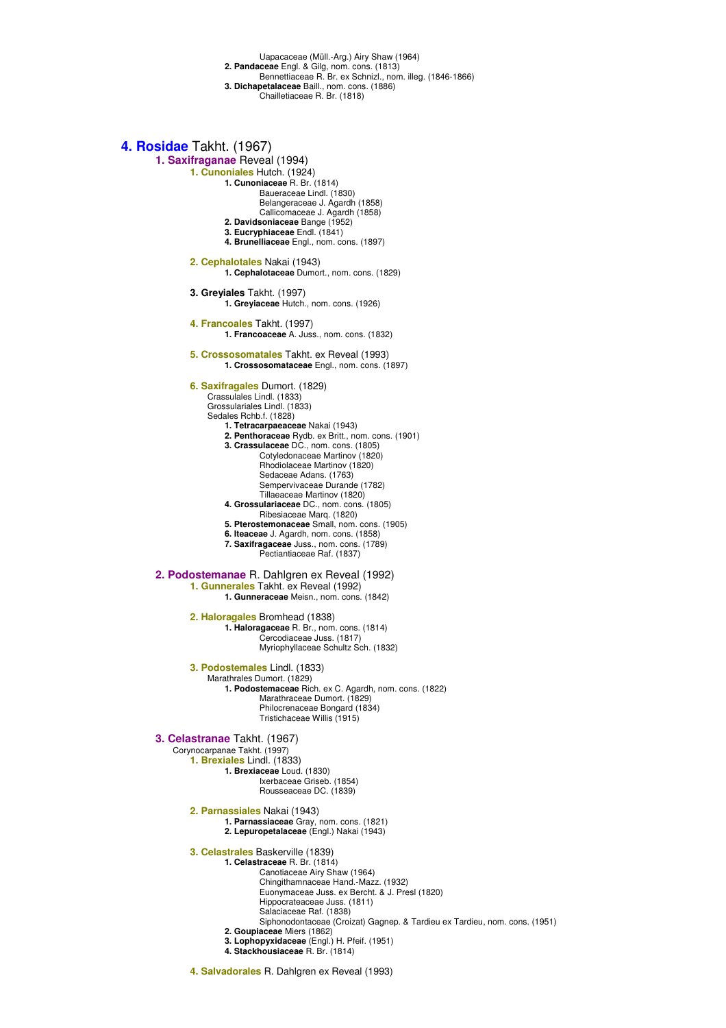Uapacaceae (Müll.-Arg.) Airy Shaw (1964)

**2. Pandaceae** Engl. & Gilg, nom. cons. (1813)

Bennettiaceae R. Br. ex Schnizl., nom. illeg. (1846-1866)

**3. Dichapetalaceae** Baill., nom. cons. (1886)

Chailletiaceae R. Br. (1818)

# 4. Rosidae Takht. (1967)

## 1. Saxifraganae Reveal (1994)

### 1. Cunoniales Hutch. (1924)

**1. Cunoniaceae** R. Br. (1814)

Baueraceae Lindl. (1830)
Belangeraceae J. Agardh (1858)
Callicomaceae J. Agardh (1858)

**2. Davidsoniaceae** Bange (1952)
**3. Eucryphiaceae** Endl. (1841)
**4. Brunelliaceae** Engl., nom. cons. (1897)

### 2. Cephalotales Nakai (1943)

**1. Cephalotaceae** Dumort., nom. cons. (1829)

### 3. Greyiales Takht. (1997)

**1. Greyiaceae** Hutch., nom. cons. (1926)

### 4. Francoales Takht. (1997)

**1. Francoaceae** A. Juss., nom. cons. (1832)

### 5. Crossosomatales Takht. ex Reveal (1993)

**1. Crossosomataceae** Engl., nom. cons. (1897)

### 6. Saxifragales Dumort. (1829)

Crassulales Lindl. (1833)
Grossulariales Lindl. (1833)
Sedales Rchb.f. (1828)

**1. Tetracarpaeaceae** Nakai (1943)
**2. Penthoraceae** Rydb. ex Britt., nom. cons. (1901)
**3. Crassulaceae** DC., nom. cons. (1805)

Cotyledonaceae Martinov (1820)
Rhodiolaceae Martinov (1820)
Sedaceae Adans. (1763)
Sempervivaceae Durande (1782)
Tillaeaceae Martinov (1820)

**4. Grossulariaceae** DC., nom. cons. (1805)

Ribesiaceae Marq. (1820)

**5. Pterostemonaceae** Small, nom. cons. (1905)
**6. Iteaceae** J. Agardh, nom. cons. (1858)
**7. Saxifragaceae** Juss., nom. cons. (1789)

Pectiantiaceae Raf. (1837)

## 2. Podostemanae R. Dahlgren ex Reveal (1992)

### 1. Gunnerales Takht. ex Reveal (1992)

**1. Gunneraceae** Meisn., nom. cons. (1842)

### 2. Haloragales Bromhead (1838)

**1. Haloragaceae** R. Br., nom. cons. (1814)

Cercodiaceae Juss. (1817)
Myriophyllaceae Schultz Sch. (1832)

### 3. Podostemales Lindl. (1833)

Marathrales Dumort. (1829)

**1. Podostemaceae** Rich. ex C. Agardh, nom. cons. (1822)

Marathraceae Dumort. (1829)
Philocrenaceae Bongard (1834)
Tristichaceae Willis (1915)

## 3. Celastranae Takht. (1967)

Corynocarpanae Takht. (1997)

### 1. Brexiales Lindl. (1833)

**1. Brexiaceae** Loud. (1830)

Ixerbaceae Griseb. (1854)
Rousseaceae DC. (1839)

### 2. Parnassiales Nakai (1943)

**1. Parnassiaceae** Gray, nom. cons. (1821)
**2. Lepuropetalaceae** (Engl.) Nakai (1943)

### 3. Celastrales Baskerville (1839)

**1. Celastraceae** R. Br. (1814)

Canotiaceae Airy Shaw (1964)
Chingithamnaceae Hand.-Mazz. (1932)
Euonymaceae Juss. ex Bercht. & J. Presl (1820)
Hippocrateaceae Juss. (1811)
Salaciaceae Raf. (1838)
Siphonodontaceae (Croizat) Gagnep. & Tardieu ex Tardieu, nom. cons. (1951)

**2. Goupiaceae** Miers (1862)
**3. Lophopyxidaceae** (Engl.) H. Pfeif. (1951)
**4. Stackhousiaceae** R. Br. (1814)

### 4. Salvadorales R. Dahlgren ex Reveal (1993)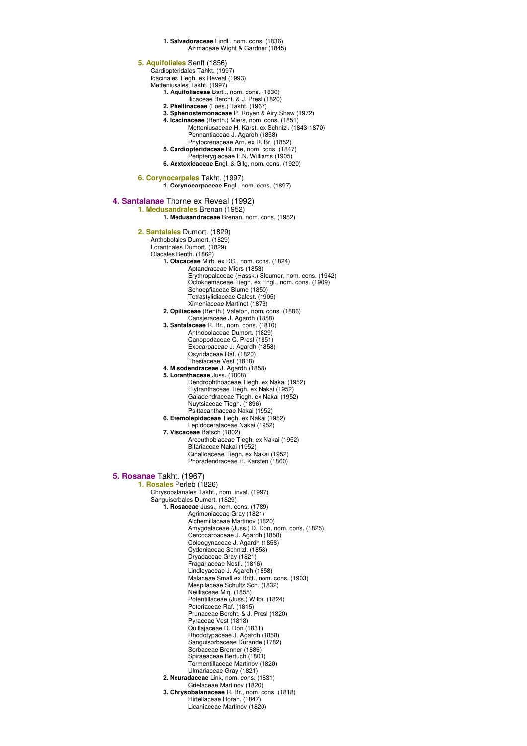**1. Salvadoraceae** Lindl., nom. cons. (1836)
Azimaceae Wight & Gardner (1845)

### 5. Aquifoliales Senft (1856)

Cardiopteridales Tahkt. (1997)
Icacinales Tiegh. ex Reveal (1993)
Metteniusales Takht. (1997)

**1. Aquifoliaceae** Bartl., nom. cons. (1830)
Ilicaceae Bercht. & J. Presl (1820)

**2. Phellinaceae** (Loes.) Takht. (1967)

**3. Sphenostemonaceae** P. Royen & Airy Shaw (1972)

**4. Icacinaceae** (Benth.) Miers, nom. cons. (1851)
Metteniusaceae H. Karst. ex Schnizl. (1843-1870)
Pennantiaceae J. Agardh (1858)
Phytocrenaceae Arn. ex R. Br. (1852)

**5. Cardiopteridaceae** Blume, nom. cons. (1847)
Peripterygiaceae F.N. Williams (1905)

**6. Aextoxicaceae** Engl. & Gilg, nom. cons. (1920)

### 6. Corynocarpales Takht. (1997)

**1. Corynocarpaceae** Engl., nom. cons. (1897)

## 4. Santalanae Thorne ex Reveal (1992)

### 1. Medusandrales Brenan (1952)

**1. Medusandraceae** Brenan, nom. cons. (1952)

### 2. Santalales Dumort. (1829)

Anthobolales Dumort. (1829)
Loranthales Dumort. (1829)
Olacales Benth. (1862)

**1. Olacaceae** Mirb. ex DC., nom. cons. (1824)
Aptandraceae Miers (1853)
Erythropalaceae (Hassk.) Sleumer, nom. cons. (1942)
Octoknemaceae Tiegh. ex Engl., nom. cons. (1909)
Schoepfiaceae Blume (1850)
Tetrastylidiaceae Calest. (1905)
Ximeniaceae Martinet (1873)

**2. Opiliaceae** (Benth.) Valeton, nom. cons. (1886)
Cansjeraceae J. Agardh (1858)

**3. Santalaceae** R. Br., nom. cons. (1810)
Anthobolaceae Dumort. (1829)
Canopodaceae C. Presl (1851)
Exocarpaceae J. Agardh (1858)
Osyridaceae Raf. (1820)
Thesiaceae Vest (1818)

**4. Misodendraceae** J. Agardh (1858)

**5. Loranthaceae** Juss. (1808)
Dendrophthoaceae Tiegh. ex Nakai (1952)
Elytranthaceae Tiegh. ex Nakai (1952)
Gaiadendraceae Tiegh. ex Nakai (1952)
Nuytsiaceae Tiegh. (1896)
Psittacanthaceae Nakai (1952)

**6. Eremolepidaceae** Tiegh. ex Nakai (1952)
Lepidocerataceae Nakai (1952)

**7. Viscaceae** Batsch (1802)
Arceuthobiaceae Tiegh. ex Nakai (1952)
Bifariaceae Nakai (1952)
Ginalloaceae Tiegh. ex Nakai (1952)
Phoradendraceae H. Karsten (1860)

## 5. Rosanae Takht. (1967)

### 1. Rosales Perleb (1826)

Chrysobalanales Takht., nom. inval. (1997)
Sanguisorbales Dumort. (1829)

**1. Rosaceae** Juss., nom. cons. (1789)
Agrimoniaceae Gray (1821)
Alchemillaceae Martinov (1820)
Amygdalaceae (Juss.) D. Don, nom. cons. (1825)
Cercocarpaceae J. Agardh (1858)
Coleogynaceae J. Agardh (1858)
Cydoniaceae Schnizl. (1858)
Dryadaceae Gray (1821)
Fragariaceae Nestl. (1816)
Lindleyaceae J. Agardh (1858)
Malaceae Small ex Britt., nom. cons. (1903)
Mespilaceae Schultz Sch. (1832)
Neilliaceae Miq. (1855)
Potentillaceae (Juss.) Wilbr. (1824)
Poteriaceae Raf. (1815)
Prunaceae Bercht. & J. Presl (1820)
Pyraceae Vest (1818)
Quillajaceae D. Don (1831)
Rhodotypaceae J. Agardh (1858)
Sanguisorbaceae Durande (1782)
Sorbaceae Brenner (1886)
Spiraeaceae Bertuch (1801)
Tormentillaceae Martinov (1820)
Ulmariaceae Gray (1821)

**2. Neuradaceae** Link, nom. cons. (1831)
Grielaceae Martinov (1820)

**3. Chrysobalanaceae** R. Br., nom. cons. (1818)
Hirtellaceae Horan. (1847)
Licaniaceae Martinov (1820)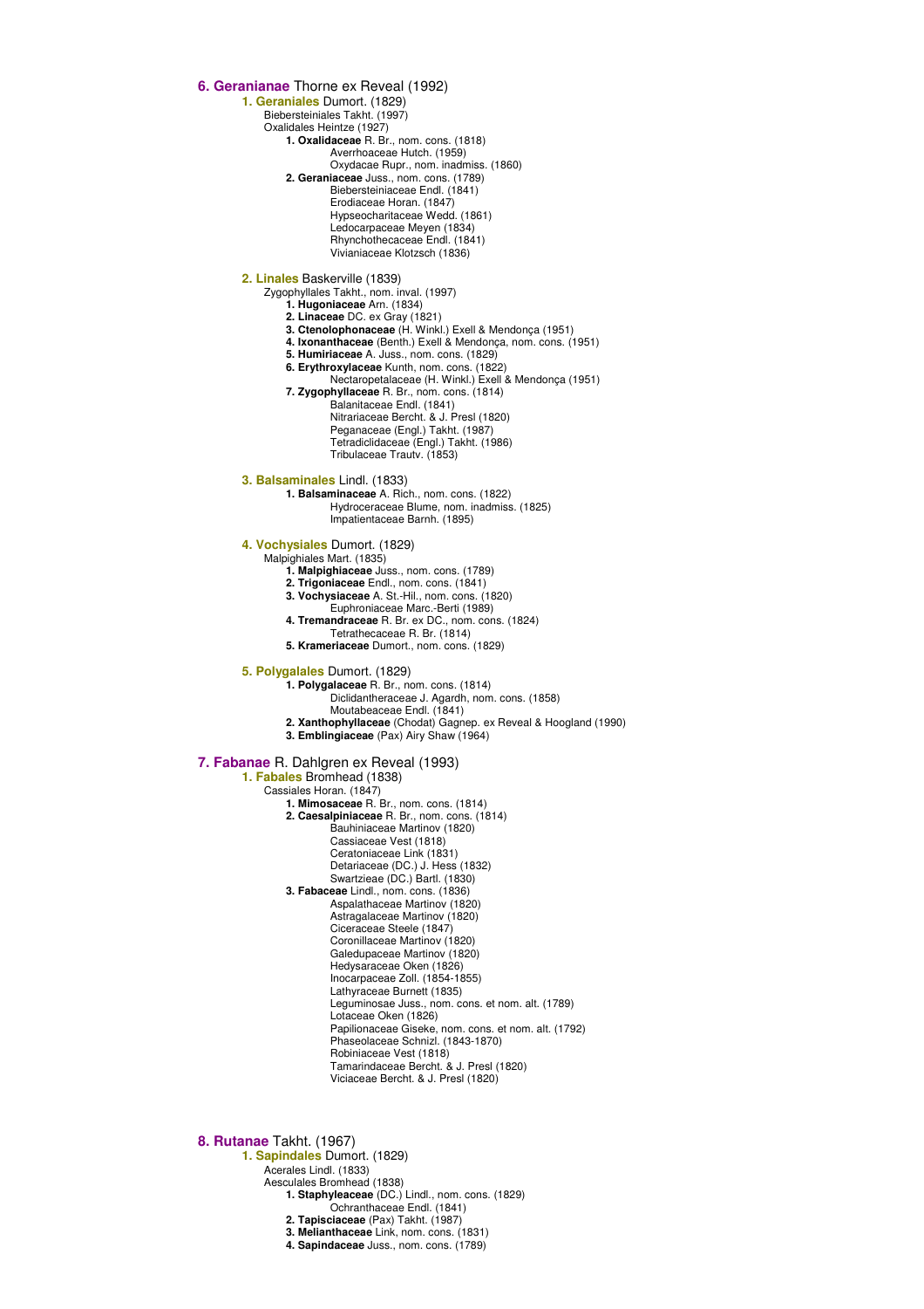## 6. **Geranianae** Thorne ex Reveal (1992)

### 1. **Geraniales** Dumort. (1829)

Biebersteiniales Takht. (1997)
Oxalidales Heintze (1927)

- **1. Oxalidaceae** R. Br., nom. cons. (1818)
  - Averrhoaceae Hutch. (1959)
  - Oxydacae Rupr., nom. inadmiss. (1860)
- **2. Geraniaceae** Juss., nom. cons. (1789)
  - Biebersteiniaceae Endl. (1841)
  - Erodiaceae Horan. (1847)
  - Hypseocharitaceae Wedd. (1861)
  - Ledocarpaceae Meyen (1834)
  - Rhynchothecaceae Endl. (1841)
  - Vivianiaceae Klotzsch (1836)

### 2. **Linales** Baskerville (1839)

Zygophyllales Takht., nom. inval. (1997)

- **1. Hugoniaceae** Arn. (1834)
- **2. Linaceae** DC. ex Gray (1821)
- **3. Ctenolophonaceae** (H. Winkl.) Exell & Mendonça (1951)
- **4. Ixonanthaceae** (Benth.) Exell & Mendonça, nom. cons. (1951)
- **5. Humiriaceae** A. Juss., nom. cons. (1829)
- **6. Erythroxylaceae** Kunth, nom. cons. (1822)
  - Nectaropetalaceae (H. Winkl.) Exell & Mendonça (1951)
- **7. Zygophyllaceae** R. Br., nom. cons. (1814)
  - Balanitaceae Endl. (1841)
  - Nitrariaceae Bercht. & J. Presl (1820)
  - Peganaceae (Engl.) Takht. (1987)
  - Tetradiclidaceae (Engl.) Takht. (1986)
  - Tribulaceae Trautv. (1853)

### 3. **Balsaminales** Lindl. (1833)

- **1. Balsaminaceae** A. Rich., nom. cons. (1822)
  - Hydroceraceae Blume, nom. inadmiss. (1825)
  - Impatientaceae Barnh. (1895)

### 4. **Vochysiales** Dumort. (1829)

Malpighiales Mart. (1835)

- **1. Malpighiaceae** Juss., nom. cons. (1789)
- **2. Trigoniaceae** Endl., nom. cons. (1841)
- **3. Vochysiaceae** A. St.-Hil., nom. cons. (1820)
  - Euphroniaceae Marc.-Berti (1989)
- **4. Tremandraceae** R. Br. ex DC., nom. cons. (1824)
  - Tetrathecaceae R. Br. (1814)
- **5. Krameriaceae** Dumort., nom. cons. (1829)

### 5. **Polygalales** Dumort. (1829)

- **1. Polygalaceae** R. Br., nom. cons. (1814)
  - Diclidantheraceae J. Agardh, nom. cons. (1858)
  - Moutabeaceae Endl. (1841)
- **2. Xanthophyllaceae** (Chodat) Gagnep. ex Reveal & Hoogland (1990)
- **3. Emblingiaceae** (Pax) Airy Shaw (1964)

## 7. **Fabanae** R. Dahlgren ex Reveal (1993)

### 1. **Fabales** Bromhead (1838)

Cassiales Horan. (1847)

- **1. Mimosaceae** R. Br., nom. cons. (1814)
- **2. Caesalpiniaceae** R. Br., nom. cons. (1814)
  - Bauhiniaceae Martinov (1820)
  - Cassiaceae Vest (1818)
  - Ceratoniaceae Link (1831)
  - Detariaceae (DC.) J. Hess (1832)
  - Swartzieae (DC.) Bartl. (1830)
- **3. Fabaceae** Lindl., nom. cons. (1836)
  - Aspalathaceae Martinov (1820)
  - Astragalaceae Martinov (1820)
  - Ciceraceae Steele (1847)
  - Coronillaceae Martinov (1820)
  - Galedupaceae Martinov (1820)
  - Hedysaraceae Oken (1826)
  - Inocarpaceae Zoll. (1854-1855)
  - Lathyraceae Burnett (1835)
  - Leguminosae Juss., nom. cons. et nom. alt. (1789)
  - Lotaceae Oken (1826)
  - Papilionaceae Giseke, nom. cons. et nom. alt. (1792)
  - Phaseolaceae Schnizl. (1843-1870)
  - Robiniaceae Vest (1818)
  - Tamarindaceae Bercht. & J. Presl (1820)
  - Viciaceae Bercht. & J. Presl (1820)

## 8. **Rutanae** Takht. (1967)

### 1. **Sapindales** Dumort. (1829)

Acerales Lindl. (1833)
Aesculales Bromhead (1838)

- **1. Staphyleaceae** (DC.) Lindl., nom. cons. (1829)
  - Ochranthaceae Endl. (1841)
- **2. Tapisciaceae** (Pax) Takht. (1987)
- **3. Melianthaceae** Link, nom. cons. (1831)
- **4. Sapindaceae** Juss., nom. cons. (1789)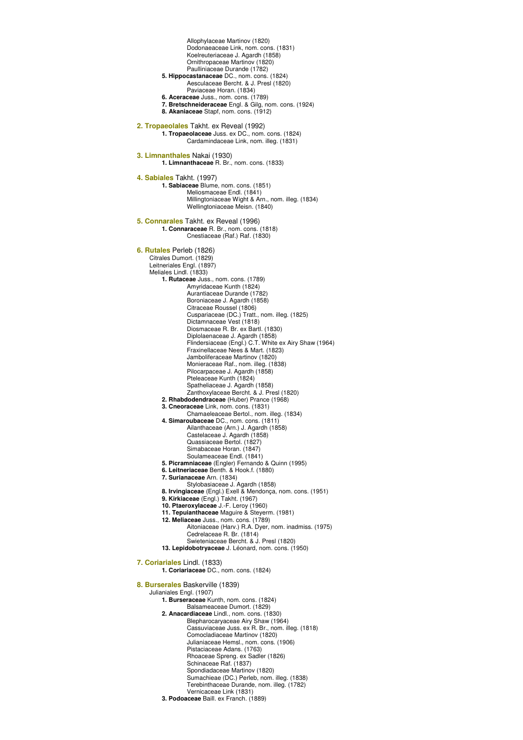Allophylaceae Martinov (1820)
Dodonaeaceae Link, nom. cons. (1831)
Koelreuteriaceae J. Agardh (1858)
Ornithropaceae Martinov (1820)
Paulliniaceae Durande (1782)

**5. Hippocastanaceae** DC., nom. cons. (1824)
Aesculaceae Bercht. & J. Presl (1820)
Paviaceae Horan. (1834)

**6. Aceraceae** Juss., nom. cons. (1789)

**7. Bretschneideraceae** Engl. & Gilg, nom. cons. (1924)

**8. Akaniaceae** Stapf, nom. cons. (1912)

## 2. Tropaeolales Takht. ex Reveal (1992)

**1. Tropaeolaceae** Juss. ex DC., nom. cons. (1824)
Cardamindaceae Link, nom. illeg. (1831)

## 3. Limnanthales Nakai (1930)

**1. Limnanthaceae** R. Br., nom. cons. (1833)

## 4. Sabiales Takht. (1997)

**1. Sabiaceae** Blume, nom. cons. (1851)
Meliosmaceae Endl. (1841)
Millingtoniaceae Wight & Arn., nom. illeg. (1834)
Wellingtoniaceae Meisn. (1840)

## 5. Connarales Takht. ex Reveal (1996)

**1. Connaraceae** R. Br., nom. cons. (1818)
Cnestiaceae (Raf.) Raf. (1830)

## 6. Rutales Perleb (1826)

Citrales Dumort. (1829)
Leitneriales Engl. (1897)
Meliales Lindl. (1833)

**1. Rutaceae** Juss., nom. cons. (1789)
Amyridaceae Kunth (1824)
Aurantiaceae Durande (1782)
Boroniaceae J. Agardh (1858)
Citraceae Roussel (1806)
Cuspariaceae (DC.) Tratt., nom. illeg. (1825)
Dictamnaceae Vest (1818)
Diosmaceae R. Br. ex Bartl. (1830)
Diplolaenaceae J. Agardh (1858)
Flindersiaceae (Engl.) C.T. White ex Airy Shaw (1964)
Fraxinellaceae Nees & Mart. (1823)
Jamboliferaceae Martinov (1820)
Monieraceae Raf., nom. illeg. (1838)
Pilocarpaceae J. Agardh (1858)
Pteleaceae Kunth (1824)
Spatheliaceae J. Agardh (1858)
Zanthoxylaceae Bercht. & J. Presl (1820)

**2. Rhabdodendraceae** (Huber) Prance (1968)

**3. Cneoraceae** Link, nom. cons. (1831)
Chamaeleaceae Bertol., nom. illeg. (1834)

**4. Simaroubaceae** DC., nom. cons. (1811)
Ailanthaceae (Arn.) J. Agardh (1858)
Castelaceae J. Agardh (1858)
Quassiaceae Bertol. (1827)
Simabaceae Horan. (1847)
Soulameaceae Endl. (1841)

**5. Picramniaceae** (Engler) Fernando & Quinn (1995)

**6. Leitneriaceae** Benth. & Hook.f. (1880)

**7. Surianaceae** Arn. (1834)
Stylobasiaceae J. Agardh (1858)

**8. Irvingiaceae** (Engl.) Exell & Mendonça, nom. cons. (1951)

**9. Kirkiaceae** (Engl.) Takht. (1967)

**10. Ptaeroxylaceae** J.-F. Leroy (1960)

**11. Tepuianthaceae** Maguire & Steyerm. (1981)

**12. Meliaceae** Juss., nom. cons. (1789)
Aitoniaceae (Harv.) R.A. Dyer, nom. inadmiss. (1975)
Cedrelaceae R. Br. (1814)
Swieteniaceae Bercht. & J. Presl (1820)

**13. Lepidobotryaceae** J. Léonard, nom. cons. (1950)

## 7. Coriariales Lindl. (1833)

**1. Coriariaceae** DC., nom. cons. (1824)

## 8. Burserales Baskerville (1839)

Julianiales Engl. (1907)

**1. Burseraceae** Kunth, nom. cons. (1824)
Balsameaceae Dumort. (1829)

**2. Anacardiaceae** Lindl., nom. cons. (1830)
Blepharocaryaceae Airy Shaw (1964)
Cassuviaceae Juss. ex R. Br., nom. illeg. (1818)
Comocladiaceae Martinov (1820)
Julianiaceae Hemsl., nom. cons. (1906)
Pistaciaceae Adans. (1763)
Rhoaceae Spreng. ex Sadler (1826)
Schinaceae Raf. (1837)
Spondiadaceae Martinov (1820)
Sumachieae (DC.) Perleb, nom. illeg. (1838)
Terebinthaceae Durande, nom. illeg. (1782)
Vernicaceae Link (1831)

**3. Podoaceae** Baill. ex Franch. (1889)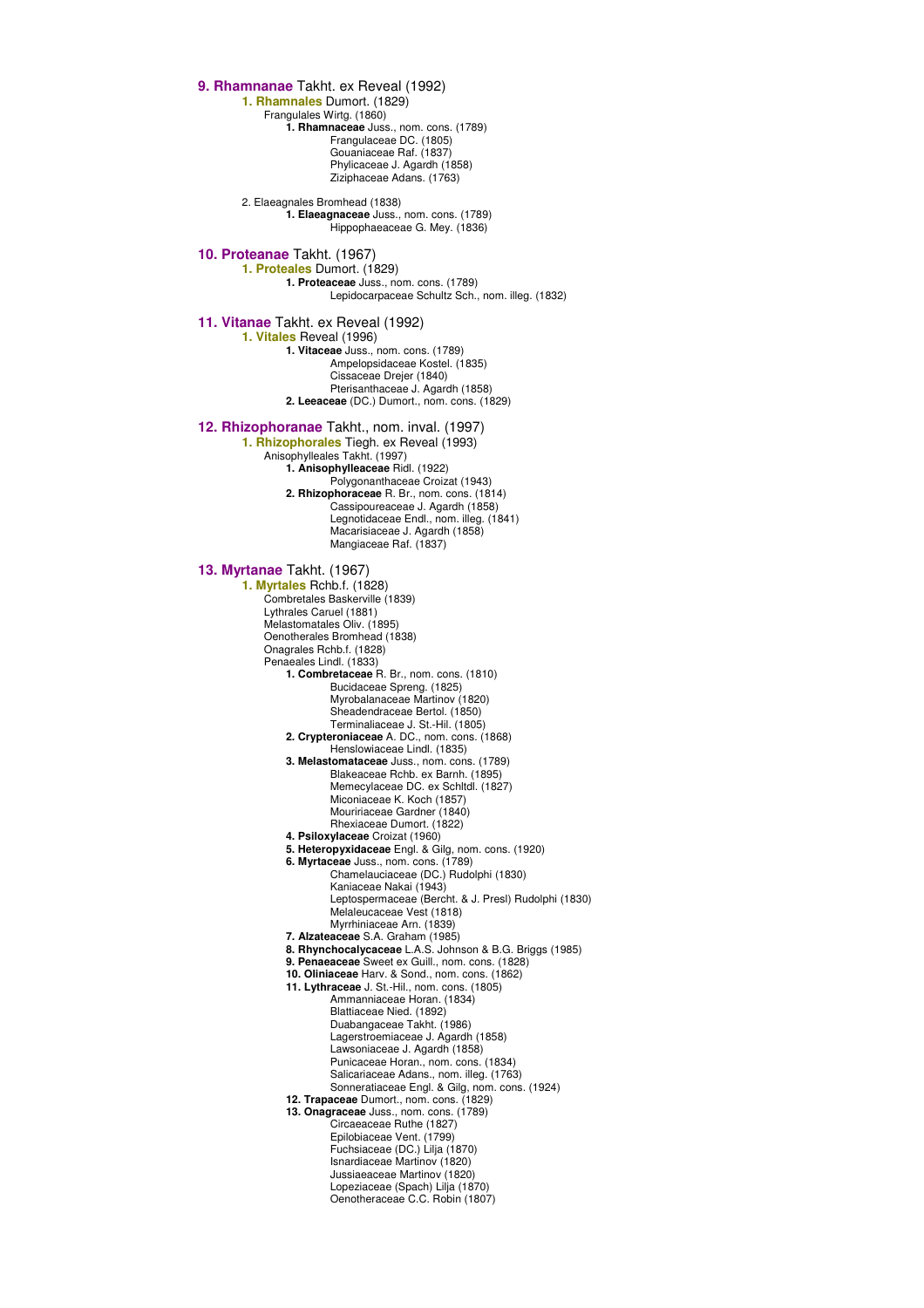## 9. Rhamnanae Takht. ex Reveal (1992)

### 1. Rhamnales Dumort. (1829)

Frangulales Wirtg. (1860)

- **1. Rhamnaceae** Juss., nom. cons. (1789)
  - Frangulaceae DC. (1805)
  - Gouaniaceae Raf. (1837)
  - Phylicaceae J. Agardh (1858)
  - Ziziphaceae Adans. (1763)

### 2. Elaeagnales Bromhead (1838)

- **1. Elaeagnaceae** Juss., nom. cons. (1789)
  - Hippophaeaceae G. Mey. (1836)

## 10. Proteanae Takht. (1967)

### 1. Proteales Dumort. (1829)

- **1. Proteaceae** Juss., nom. cons. (1789)
  - Lepidocarpaceae Schultz Sch., nom. illeg. (1832)

## 11. Vitanae Takht. ex Reveal (1992)

### 1. Vitales Reveal (1996)

- **1. Vitaceae** Juss., nom. cons. (1789)
  - Ampelopsidaceae Kostel. (1835)
  - Cissaceae Drejer (1840)
  - Pterisanthaceae J. Agardh (1858)
- **2. Leeaceae** (DC.) Dumort., nom. cons. (1829)

## 12. Rhizophoranae Takht., nom. inval. (1997)

### 1. Rhizophorales Tiegh. ex Reveal (1993)

Anisophylleales Takht. (1997)

- **1. Anisophylleaceae** Ridl. (1922)
  - Polygonanthaceae Croizat (1943)
- **2. Rhizophoraceae** R. Br., nom. cons. (1814)
  - Cassipoureaceae J. Agardh (1858)
  - Legnotidaceae Endl., nom. illeg. (1841)
  - Macarisiaceae J. Agardh (1858)
  - Mangiaceae Raf. (1837)

## 13. Myrtanae Takht. (1967)

### 1. Myrtales Rchb.f. (1828)

Combretales Baskerville (1839)
Lythrales Caruel (1881)
Melastomatales Oliv. (1895)
Oenotherales Bromhead (1838)
Onagrales Rchb.f. (1828)
Penaeales Lindl. (1833)

- **1. Combretaceae** R. Br., nom. cons. (1810)
  - Bucidaceae Spreng. (1825)
  - Myrobalanaceae Martinov (1820)
  - Sheadendraceae Bertol. (1850)
  - Terminaliaceae J. St.-Hil. (1805)
- **2. Crypteroniaceae** A. DC., nom. cons. (1868)
  - Henslowiaceae Lindl. (1835)
- **3. Melastomataceae** Juss., nom. cons. (1789)
  - Blakeaceae Rchb. ex Barnh. (1895)
  - Memecylaceae DC. ex Schltdl. (1827)
  - Miconiaceae K. Koch (1857)
  - Mouririaceae Gardner (1840)
  - Rhexiaceae Dumort. (1822)
- **4. Psiloxylaceae** Croizat (1960)
- **5. Heteropyxidaceae** Engl. & Gilg, nom. cons. (1920)
- **6. Myrtaceae** Juss., nom. cons. (1789)
  - Chamelauciaceae (DC.) Rudolphi (1830)
  - Kaniaceae Nakai (1943)
  - Leptospermaceae (Bercht. & J. Presl) Rudolphi (1830)
  - Melaleucaceae Vest (1818)
  - Myrrhiniaceae Arn. (1839)
- **7. Alzateaceae** S.A. Graham (1985)
- **8. Rhynchocalycaceae** L.A.S. Johnson & B.G. Briggs (1985)
- **9. Penaeaceae** Sweet ex Guill., nom. cons. (1828)
- **10. Oliniaceae** Harv. & Sond., nom. cons. (1862)
- **11. Lythraceae** J. St.-Hil., nom. cons. (1805)
  - Ammanniaceae Horan. (1834)
  - Blattiaceae Nied. (1892)
  - Duabangaceae Takht. (1986)
  - Lagerstroemiaceae J. Agardh (1858)
  - Lawsoniaceae J. Agardh (1858)
  - Punicaceae Horan., nom. cons. (1834)
  - Salicariaceae Adans., nom. illeg. (1763)
  - Sonneratiaceae Engl. & Gilg, nom. cons. (1924)
- **12. Trapaceae** Dumort., nom. cons. (1829)
- **13. Onagraceae** Juss., nom. cons. (1789)
  - Circaeaceae Ruthe (1827)
  - Epilobiaceae Vent. (1799)
  - Fuchsiaceae (DC.) Lilja (1870)
  - Isnardiaceae Martinov (1820)
  - Jussiaeaceae Martinov (1820)
  - Lopeziaceae (Spach) Lilja (1870)
  - Oenotheraceae C.C. Robin (1807)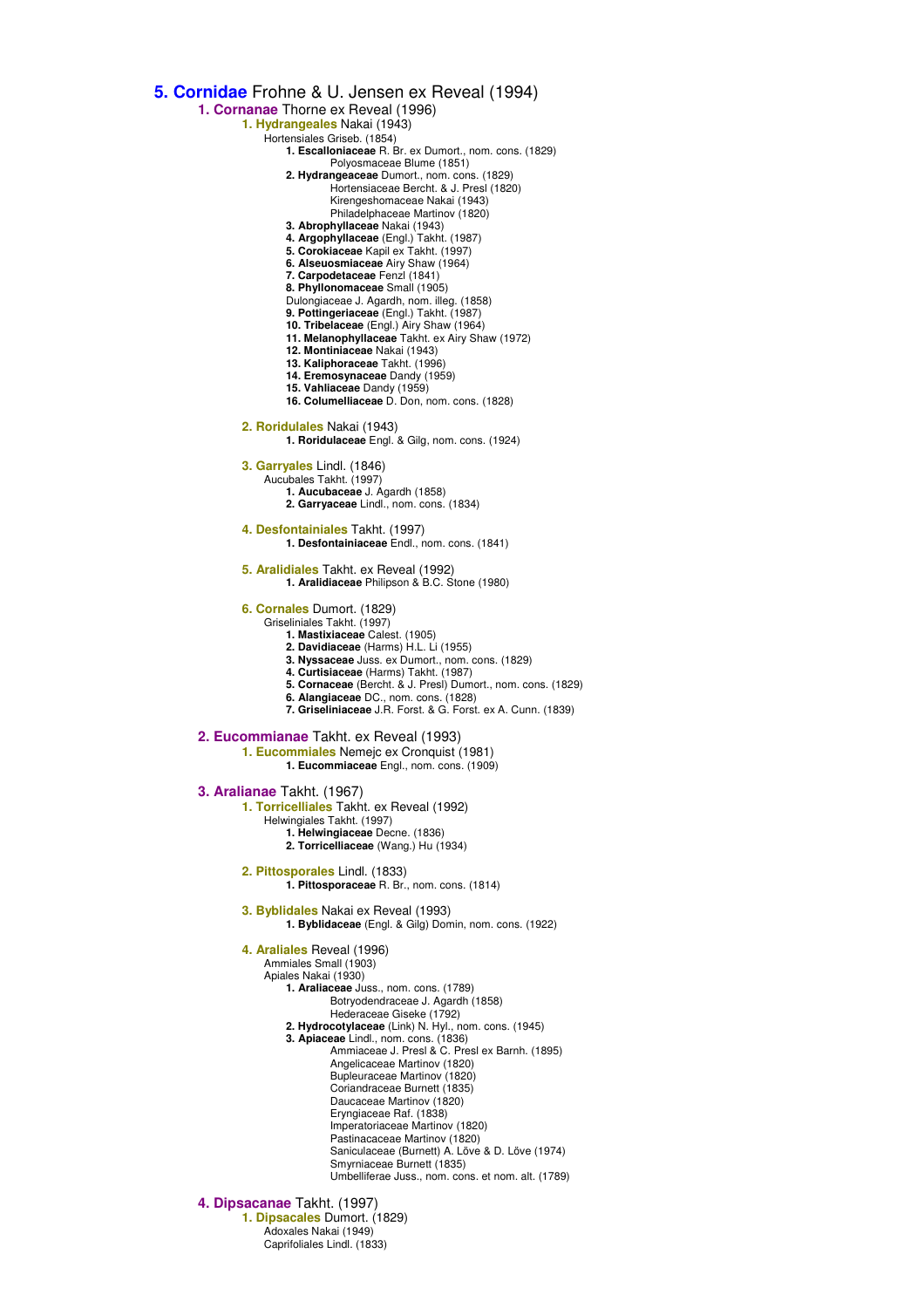# 5. Cornidae Frohne & U. Jensen ex Reveal (1994)

## 1. Cornanae Thorne ex Reveal (1996)

### 1. Hydrangeales Nakai (1943)

Hortensiales Griseb. (1854)

- **1. Escalloniaceae** R. Br. ex Dumort., nom. cons. (1829)
  - Polyosmaceae Blume (1851)
- **2. Hydrangeaceae** Dumort., nom. cons. (1829)
  - Hortensiaceae Bercht. & J. Presl (1820)
  - Kirengeshomaceae Nakai (1943)
  - Philadelphaceae Martinov (1820)
- **3. Abrophyllaceae** Nakai (1943)
- **4. Argophyllaceae** (Engl.) Takht. (1987)
- **5. Corokiaceae** Kapil ex Takht. (1997)
- **6. Alseuosmiaceae** Airy Shaw (1964)
- **7. Carpodetaceae** Fenzl (1841)
- **8. Phyllonomaceae** Small (1905)
- Dulongiaceae J. Agardh, nom. illeg. (1858)
- **9. Pottingeriaceae** (Engl.) Takht. (1987)
- **10. Tribelaceae** (Engl.) Airy Shaw (1964)
- **11. Melanophyllaceae** Takht. ex Airy Shaw (1972)
- **12. Montiniaceae** Nakai (1943)
- **13. Kaliphoraceae** Takht. (1996)
- **14. Eremosynaceae** Dandy (1959)
- **15. Vahliaceae** Dandy (1959)
- **16. Columelliaceae** D. Don, nom. cons. (1828)

### 2. Roridulales Nakai (1943)

- **1. Roridulaceae** Engl. & Gilg, nom. cons. (1924)

### 3. Garryales Lindl. (1846)

Aucubales Takht. (1997)

- **1. Aucubaceae** J. Agardh (1858)
- **2. Garryaceae** Lindl., nom. cons. (1834)

### 4. Desfontainiales Takht. (1997)

- **1. Desfontainiaceae** Endl., nom. cons. (1841)

### 5. Aralidiales Takht. ex Reveal (1992)

- **1. Aralidiaceae** Philipson & B.C. Stone (1980)

### 6. Cornales Dumort. (1829)

Griseliniales Takht. (1997)

- **1. Mastixiaceae** Calest. (1905)
- **2. Davidiaceae** (Harms) H.L. Li (1955)
- **3. Nyssaceae** Juss. ex Dumort., nom. cons. (1829)
- **4. Curtisiaceae** (Harms) Takht. (1987)
- **5. Cornaceae** (Bercht. & J. Presl) Dumort., nom. cons. (1829)
- **6. Alangiaceae** DC., nom. cons. (1828)
- **7. Griseliniaceae** J.R. Forst. & G. Forst. ex A. Cunn. (1839)

## 2. Eucommianae Takht. ex Reveal (1993)

### 1. Eucommiales Nemejc ex Cronquist (1981)

- **1. Eucommiaceae** Engl., nom. cons. (1909)

## 3. Aralianae Takht. (1967)

### 1. Torricelliales Takht. ex Reveal (1992)

Helwingiales Takht. (1997)

- **1. Helwingiaceae** Decne. (1836)
- **2. Torricelliaceae** (Wang.) Hu (1934)

### 2. Pittosporales Lindl. (1833)

- **1. Pittosporaceae** R. Br., nom. cons. (1814)

### 3. Byblidales Nakai ex Reveal (1993)

- **1. Byblidaceae** (Engl. & Gilg) Domin, nom. cons. (1922)

### 4. Araliales Reveal (1996)

Ammiales Small (1903)
Apiales Nakai (1930)

- **1. Araliaceae** Juss., nom. cons. (1789)
  - Botryodendraceae J. Agardh (1858)
  - Hederaceae Giseke (1792)
- **2. Hydrocotylaceae** (Link) N. Hyl., nom. cons. (1945)
- **3. Apiaceae** Lindl., nom. cons. (1836)
  - Ammiaceae J. Presl & C. Presl ex Barnh. (1895)
  - Angelicaceae Martinov (1820)
  - Bupleuraceae Martinov (1820)
  - Coriandraceae Burnett (1835)
  - Daucaceae Martinov (1820)
  - Eryngiaceae Raf. (1838)
  - Imperatoriaceae Martinov (1820)
  - Pastinacaceae Martinov (1820)
  - Saniculaceae (Burnett) A. Löve & D. Löve (1974)
  - Smyrniaceae Burnett (1835)
  - Umbelliferae Juss., nom. cons. et nom. alt. (1789)

## 4. Dipsacanae Takht. (1997)

### 1. Dipsacales Dumort. (1829)

Adoxales Nakai (1949)
Caprifoliales Lindl. (1833)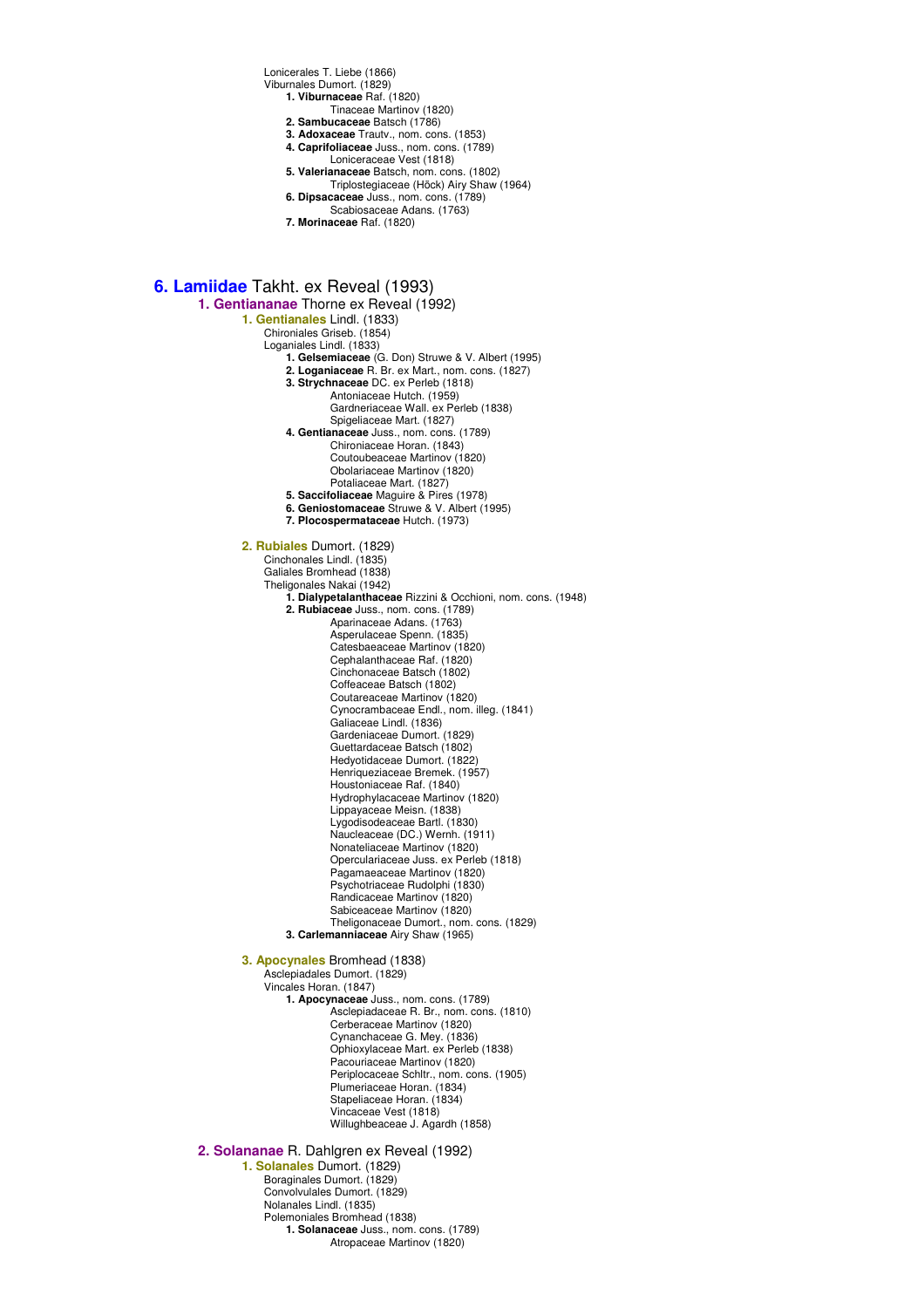Lonicerales T. Liebe (1866)
Viburnales Dumort. (1829)

**1. Viburnaceae** Raf. (1820)
Tinaceae Martinov (1820)
**2. Sambucaceae** Batsch (1786)
**3. Adoxaceae** Trautv., nom. cons. (1853)
**4. Caprifoliaceae** Juss., nom. cons. (1789)
Loniceraceae Vest (1818)
**5. Valerianaceae** Batsch, nom. cons. (1802)
Triplostegiaceae (Höck) Airy Shaw (1964)
**6. Dipsacaceae** Juss., nom. cons. (1789)
Scabiosaceae Adans. (1763)
**7. Morinaceae** Raf. (1820)

# 6. Lamiidae Takht. ex Reveal (1993)

## 1. Gentiananae Thorne ex Reveal (1992)

### 1. Gentianales Lindl. (1833)

Chironiales Griseb. (1854)
Loganiales Lindl. (1833)

**1. Gelsemiaceae** (G. Don) Struwe & V. Albert (1995)
**2. Loganiaceae** R. Br. ex Mart., nom. cons. (1827)
**3. Strychnaceae** DC. ex Perleb (1818)
Antoniaceae Hutch. (1959)
Gardneriaceae Wall. ex Perleb (1838)
Spigeliaceae Mart. (1827)
**4. Gentianaceae** Juss., nom. cons. (1789)
Chironiaceae Horan. (1843)
Coutoubeaceae Martinov (1820)
Obolariaceae Martinov (1820)
Potaliaceae Mart. (1827)
**5. Saccifoliaceae** Maguire & Pires (1978)
**6. Geniostomaceae** Struwe & V. Albert (1995)
**7. Plocospermataceae** Hutch. (1973)

### 2. Rubiales Dumort. (1829)

Cinchonales Lindl. (1835)
Galiales Bromhead (1838)
Theligonales Nakai (1942)

**1. Dialypetalanthaceae** Rizzini & Occhioni, nom. cons. (1948)
**2. Rubiaceae** Juss., nom. cons. (1789)
Aparinaceae Adans. (1763)
Asperulaceae Spenn. (1835)
Catesbaeaceae Martinov (1820)
Cephalanthaceae Raf. (1820)
Cinchonaceae Batsch (1802)
Coffeaceae Batsch (1802)
Coutareaceae Martinov (1820)
Cynocrambaceae Endl., nom. illeg. (1841)
Galiaceae Lindl. (1836)
Gardeniaceae Dumort. (1829)
Guettardaceae Batsch (1802)
Hedyotidaceae Dumort. (1822)
Henriqueziaceae Bremek. (1957)
Houstoniaceae Raf. (1840)
Hydrophylacaceae Martinov (1820)
Lippayaceae Meisn. (1838)
Lygodisodeaceae Bartl. (1830)
Naucleaceae (DC.) Wernh. (1911)
Nonateliaceae Martinov (1820)
Operculariaceae Juss. ex Perleb (1818)
Pagamaeaceae Martinov (1820)
Psychotriaceae Rudolphi (1830)
Randicaceae Martinov (1820)
Sabiceaceae Martinov (1820)
Theligonaceae Dumort., nom. cons. (1829)
**3. Carlemanniaceae** Airy Shaw (1965)

### 3. Apocynales Bromhead (1838)

Asclepiadales Dumort. (1829)
Vincales Horan. (1847)

**1. Apocynaceae** Juss., nom. cons. (1789)
Asclepiadaceae R. Br., nom. cons. (1810)
Cerberaceae Martinov (1820)
Cynanchaceae G. Mey. (1836)
Ophioxylaceae Mart. ex Perleb (1838)
Pacouriaceae Martinov (1820)
Periplocaceae Schltr., nom. cons. (1905)
Plumeriaceae Horan. (1834)
Stapeliaceae Horan. (1834)
Vincaceae Vest (1818)
Willughbeaceae J. Agardh (1858)

## 2. Solananae R. Dahlgren ex Reveal (1992)

### 1. Solanales Dumort. (1829)

Boraginales Dumort. (1829)
Convolvulales Dumort. (1829)
Nolanales Lindl. (1835)
Polemoniales Bromhead (1838)

**1. Solanaceae** Juss., nom. cons. (1789)
Atropaceae Martinov (1820)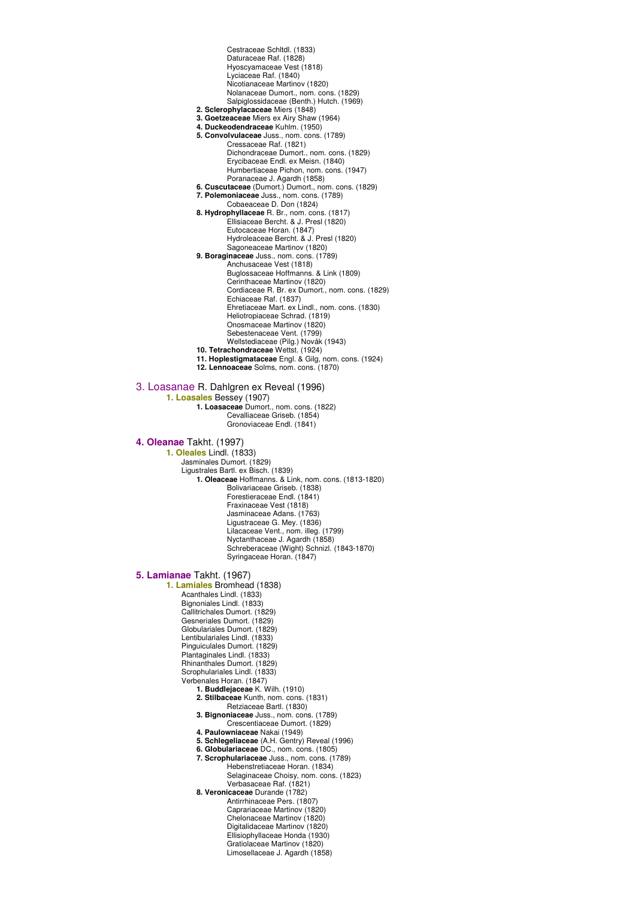Cestraceae Schltdl. (1833)
Daturaceae Raf. (1828)
Hyoscyamaceae Vest (1818)
Lyciaceae Raf. (1840)
Nicotianaceae Martinov (1820)
Nolanaceae Dumort., nom. cons. (1829)
Salpiglossidaceae (Benth.) Hutch. (1969)

**2. Sclerophylacaceae** Miers (1848)

**3. Goetzeaceae** Miers ex Airy Shaw (1964)

**4. Duckeodendraceae** Kuhlm. (1950)

**5. Convolvulaceae** Juss., nom. cons. (1789)

Cressaceae Raf. (1821)
Dichondraceae Dumort., nom. cons. (1829)
Erycibaceae Endl. ex Meisn. (1840)
Humbertiaceae Pichon, nom. cons. (1947)
Poranaceae J. Agardh (1858)

**6. Cuscutaceae** (Dumort.) Dumort., nom. cons. (1829)

**7. Polemoniaceae** Juss., nom. cons. (1789)

Cobaeaceae D. Don (1824)

**8. Hydrophyllaceae** R. Br., nom. cons. (1817)

Ellisiaceae Bercht. & J. Presl (1820)
Eutocaceae Horan. (1847)
Hydroleaceae Bercht. & J. Presl (1820)
Sagoneaceae Martinov (1820)

**9. Boraginaceae** Juss., nom. cons. (1789)

Anchusaceae Vest (1818)
Buglossaceae Hoffmanns. & Link (1809)
Cerinthaceae Martinov (1820)
Cordiaceae R. Br. ex Dumort., nom. cons. (1829)
Echiaceae Raf. (1837)
Ehretiaceae Mart. ex Lindl., nom. cons. (1830)
Heliotropiaceae Schrad. (1819)
Onosmaceae Martinov (1820)
Sebestenaceae Vent. (1799)
Wellstediaceae (Pilg.) Novák (1943)

**10. Tetrachondraceae** Wettst. (1924)

**11. Hoplestigmataceae** Engl. & Gilg, nom. cons. (1924)

**12. Lennoaceae** Solms, nom. cons. (1870)

## 3. Loasanae R. Dahlgren ex Reveal (1996)

### 1. Loasales Bessey (1907)

**1. Loasaceae** Dumort., nom. cons. (1822)

Cevalliaceae Griseb. (1854)
Gronoviaceae Endl. (1841)

## 4. Oleanae Takht. (1997)

### 1. Oleales Lindl. (1833)

Jasminales Dumort. (1829)
Ligustrales Bartl. ex Bisch. (1839)

**1. Oleaceae** Hoffmanns. & Link, nom. cons. (1813-1820)

Bolivariaceae Griseb. (1838)
Forestieraceae Endl. (1841)
Fraxinaceae Vest (1818)
Jasminaceae Adans. (1763)
Ligustraceae G. Mey. (1836)
Lilacaceae Vent., nom. illeg. (1799)
Nyctanthaceae J. Agardh (1858)
Schreberaceae (Wight) Schnizl. (1843-1870)
Syringaceae Horan. (1847)

## 5. Lamianae Takht. (1967)

### 1. Lamiales Bromhead (1838)

Acanthales Lindl. (1833)
Bignoniales Lindl. (1833)
Callitrichales Dumort. (1829)
Gesneriales Dumort. (1829)
Globulariales Dumort. (1829)
Lentibulariales Lindl. (1833)
Pinguiculales Dumort. (1829)
Plantaginales Lindl. (1833)
Rhinanthales Dumort. (1829)
Scrophulariales Lindl. (1833)
Verbenales Horan. (1847)

**1. Buddlejaceae** K. Wilh. (1910)

**2. Stilbaceae** Kunth, nom. cons. (1831)

Retziaceae Bartl. (1830)

**3. Bignoniaceae** Juss., nom. cons. (1789)

Crescentiaceae Dumort. (1829)

**4. Paulowniaceae** Nakai (1949)

**5. Schlegeliaceae** (A.H. Gentry) Reveal (1996)

**6. Globulariaceae** DC., nom. cons. (1805)

**7. Scrophulariaceae** Juss., nom. cons. (1789)

Hebenstretiaceae Horan. (1834)
Selaginaceae Choisy, nom. cons. (1823)
Verbasaceae Raf. (1821)

**8. Veronicaceae** Durande (1782)

Antirrhinaceae Pers. (1807)
Caprariaceae Martinov (1820)
Chelonaceae Martinov (1820)
Digitalidaceae Martinov (1820)
Ellisiophyllaceae Honda (1930)
Gratiolaceae Martinov (1820)
Limosellaceae J. Agardh (1858)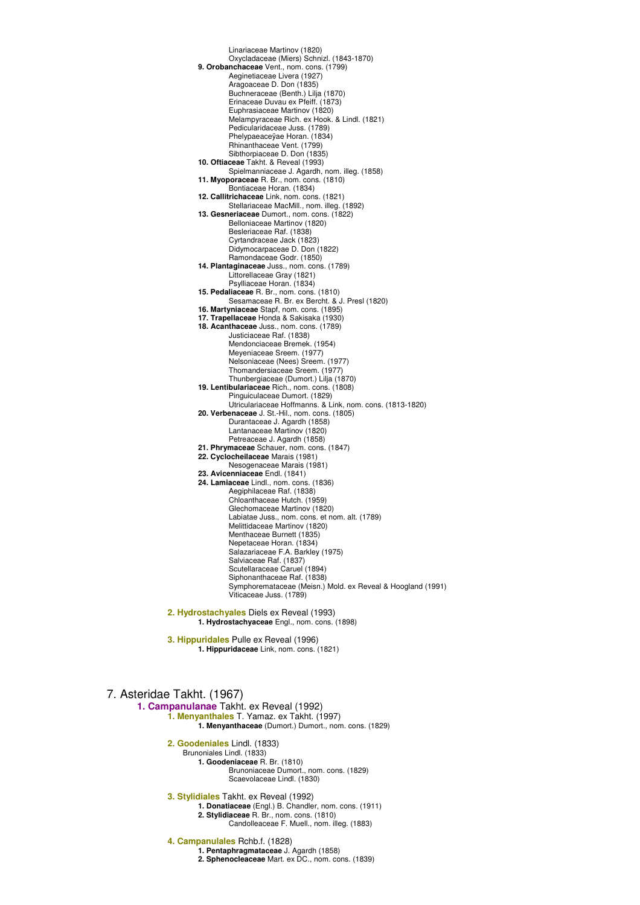Linariaceae Martinov (1820)
Oxycladaceae (Miers) Schnizl. (1843-1870)

**9. Orobanchaceae** Vent., nom. cons. (1799)
Aeginetiaceae Livera (1927)
Aragoaceae D. Don (1835)
Buchneraceae (Benth.) Lilja (1870)
Erinaceae Duvau ex Pfeiff. (1873)
Euphrasiaceae Martinov (1820)
Melampyraceae Rich. ex Hook. & Lindl. (1821)
Pedicularidaceae Juss. (1789)
Phelypaeaceӱae Horan. (1834)
Rhinanthaceae Vent. (1799)
Sibthorpiaceae D. Don (1835)

**10. Oftiaceae** Takht. & Reveal (1993)
Spielmanniaceae J. Agardh, nom. illeg. (1858)

**11. Myoporaceae** R. Br., nom. cons. (1810)
Bontiaceae Horan. (1834)

**12. Callitrichaceae** Link, nom. cons. (1821)
Stellariaceae MacMill., nom. illeg. (1892)

**13. Gesneriaceae** Dumort., nom. cons. (1822)
Belloniaceae Martinov (1820)
Besleriaceae Raf. (1838)
Cyrtandraceae Jack (1823)
Didymocarpaceae D. Don (1822)
Ramondaceae Godr. (1850)

**14. Plantaginaceae** Juss., nom. cons. (1789)
Littorellaceae Gray (1821)
Psylliaceae Horan. (1834)

**15. Pedaliaceae** R. Br., nom. cons. (1810)
Sesamaceae R. Br. ex Bercht. & J. Presl (1820)

**16. Martyniaceae** Stapf, nom. cons. (1895)

**17. Trapellaceae** Honda & Sakisaka (1930)

**18. Acanthaceae** Juss., nom. cons. (1789)
Justiciaceae Raf. (1838)
Mendonciaceae Bremek. (1954)
Meyeniaceae Sreem. (1977)
Nelsoniaceae (Nees) Sreem. (1977)
Thomandersiaceae Sreem. (1977)
Thunbergiaceae (Dumort.) Lilja (1870)

**19. Lentibulariaceae** Rich., nom. cons. (1808)
Pinguiculaceae Dumort. (1829)
Utriculariaceae Hoffmanns. & Link, nom. cons. (1813-1820)

**20. Verbenaceae** J. St.-Hil., nom. cons. (1805)
Durantaceae J. Agardh (1858)
Lantanaceae Martinov (1820)
Petreaceae J. Agardh (1858)

**21. Phrymaceae** Schauer, nom. cons. (1847)

**22. Cyclocheilaceae** Marais (1981)
Nesogenaceae Marais (1981)

**23. Avicenniaceae** Endl. (1841)

**24. Lamiaceae** Lindl., nom. cons. (1836)
Aegiphilaceae Raf. (1838)
Chloanthaceae Hutch. (1959)
Glechomaceae Martinov (1820)
Labiatae Juss., nom. cons. et nom. alt. (1789)
Melittidaceae Martinov (1820)
Menthaceae Burnett (1835)
Nepetaceae Horan. (1834)
Salazariaceae F.A. Barkley (1975)
Salviaceae Raf. (1837)
Scutellaraceae Caruel (1894)
Siphonanthaceae Raf. (1838)
Symphoremataceae (Meisn.) Mold. ex Reveal & Hoogland (1991)
Viticaceae Juss. (1789)

#### 2. Hydrostachyales Diels ex Reveal (1993)
**1. Hydrostachyaceae** Engl., nom. cons. (1898)

#### 3. Hippuridales Pulle ex Reveal (1996)
**1. Hippuridaceae** Link, nom. cons. (1821)

## 7. Asteridae Takht. (1967)

### 1. Campanulanae Takht. ex Reveal (1992)

#### 1. Menyanthales T. Yamaz. ex Takht. (1997)
**1. Menyanthaceae** (Dumort.) Dumort., nom. cons. (1829)

#### 2. Goodeniales Lindl. (1833)
Brunoniales Lindl. (1833)

**1. Goodeniaceae** R. Br. (1810)
Bruno­niaceae Dumort., nom. cons. (1829)
Scaevolaceae Lindl. (1830)

#### 3. Stylidiales Takht. ex Reveal (1992)
**1. Donatiaceae** (Engl.) B. Chandler, nom. cons. (1911)

**2. Stylidiaceae** R. Br., nom. cons. (1810)
Candolleaceae F. Muell., nom. illeg. (1883)

#### 4. Campanulales Rchb.f. (1828)
**1. Pentaphragmataceae** J. Agardh (1858)

**2. Sphenocleaceae** Mart. ex DC., nom. cons. (1839)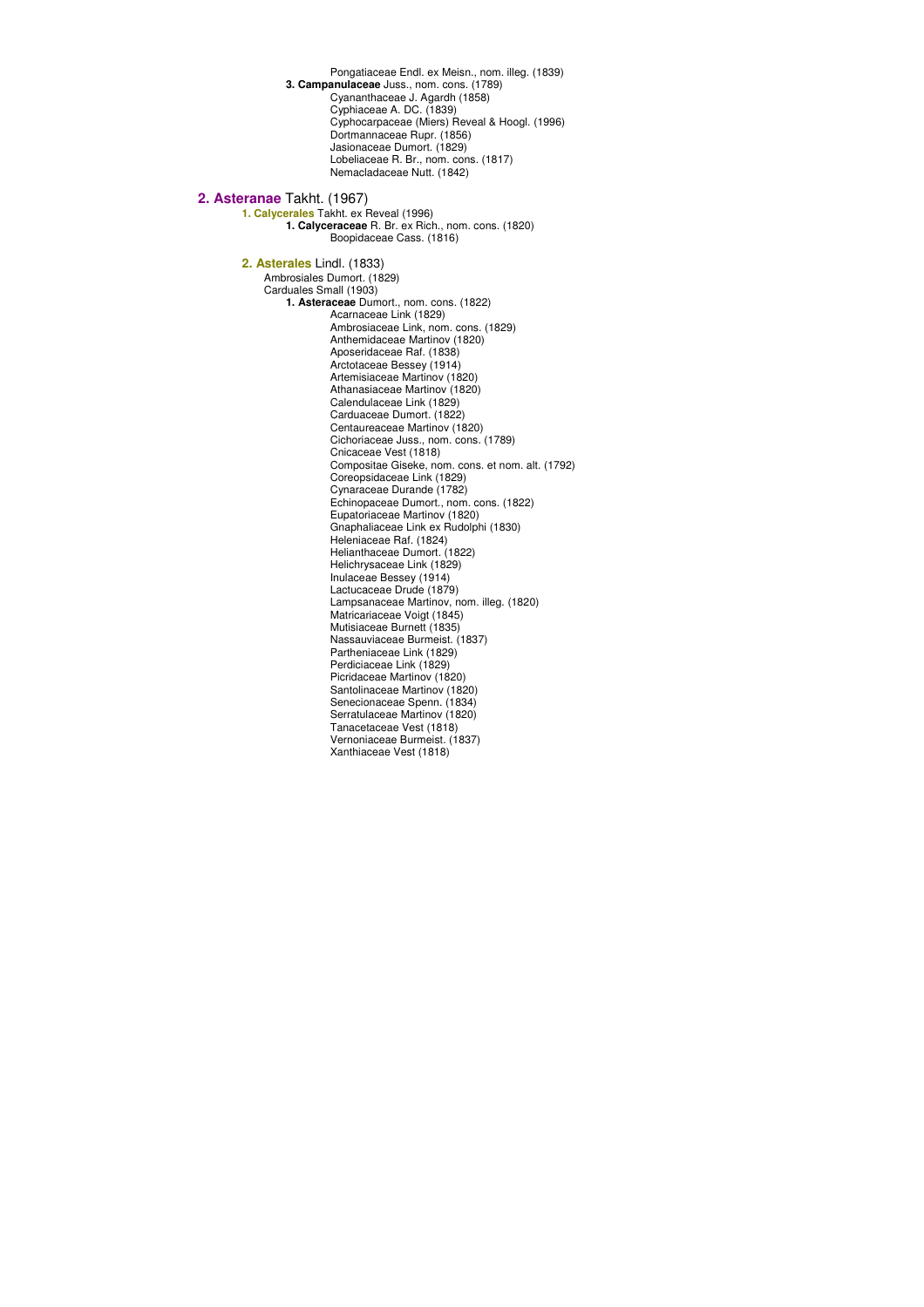Pongatiaceae Endl. ex Meisn., nom. illeg. (1839)

**3. Campanulaceae** Juss., nom. cons. (1789)

Cyananthaceae J. Agardh (1858)
Cyphiaceae A. DC. (1839)
Cyphocarpaceae (Miers) Reveal & Hoogl. (1996)
Dortmannaceae Rupr. (1856)
Jasionaceae Dumort. (1829)
Lobeliaceae R. Br., nom. cons. (1817)
Nemacladaceae Nutt. (1842)

## 2. Asteranae Takht. (1967)

### 1. Calycerales Takht. ex Reveal (1996)

**1. Calyceraceae** R. Br. ex Rich., nom. cons. (1820)

Boopidaceae Cass. (1816)

### 2. Asterales Lindl. (1833)

Ambrosiales Dumort. (1829)
Carduales Small (1903)

**1. Asteraceae** Dumort., nom. cons. (1822)

Acarnaceae Link (1829)
Ambrosiaceae Link, nom. cons. (1829)
Anthemidaceae Martinov (1820)
Aposeridaceae Raf. (1838)
Arctotaceae Bessey (1914)
Artemisiaceae Martinov (1820)
Athanasiaceae Martinov (1820)
Calendulaceae Link (1829)
Carduaceae Dumort. (1822)
Centaureaceae Martinov (1820)
Cichoriaceae Juss., nom. cons. (1789)
Cnicaceae Vest (1818)
Compositae Giseke, nom. cons. et nom. alt. (1792)
Coreopsidaceae Link (1829)
Cynaraceae Durande (1782)
Echinopaceae Dumort., nom. cons. (1822)
Eupatoriaceae Martinov (1820)
Gnaphaliaceae Link ex Rudolphi (1830)
Heleniaceae Raf. (1824)
Helianthaceae Dumort. (1822)
Helichrysaceae Link (1829)
Inulaceae Bessey (1914)
Lactucaceae Drude (1879)
Lampsanaceae Martinov, nom. illeg. (1820)
Matricariaceae Voigt (1845)
Mutisiaceae Burnett (1835)
Nassauviaceae Burmeist. (1837)
Partheniaceae Link (1829)
Perdiciaceae Link (1829)
Picridaceae Martinov (1820)
Santolinaceae Martinov (1820)
Senecionaceae Spenn. (1834)
Serratulaceae Martinov (1820)
Tanacetaceae Vest (1818)
Vernoniaceae Burmeist. (1837)
Xanthiaceae Vest (1818)